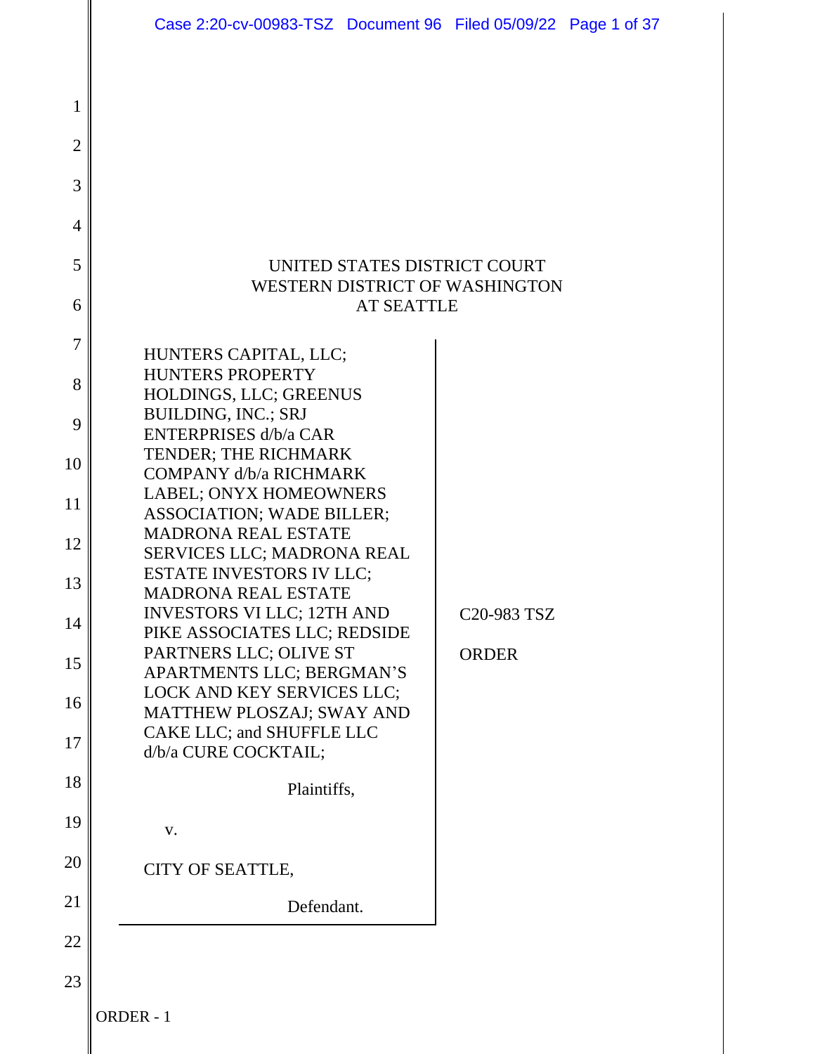UNITED STATES DISTRICT COURT
WESTERN DISTRICT OF WASHINGTON
AT SEATTLE

HUNTERS CAPITAL, LLC; HUNTERS PROPERTY HOLDINGS, LLC; GREENUS BUILDING, INC.; SRJ ENTERPRISES d/b/a CAR TENDER; THE RICHMARK COMPANY d/b/a RICHMARK LABEL; ONYX HOMEOWNERS ASSOCIATION; WADE BILLER; MADRONA REAL ESTATE SERVICES LLC; MADRONA REAL ESTATE INVESTORS IV LLC; MADRONA REAL ESTATE INVESTORS VI LLC; 12TH AND PIKE ASSOCIATES LLC; REDSIDE PARTNERS LLC; OLIVE ST APARTMENTS LLC; BERGMAN'S LOCK AND KEY SERVICES LLC; MATTHEW PLOSZAJ; SWAY AND CAKE LLC; and SHUFFLE LLC d/b/a CURE COCKTAIL;

Plaintiffs,

v.

CITY OF SEATTLE,

Defendant.

C20-983 TSZ

ORDER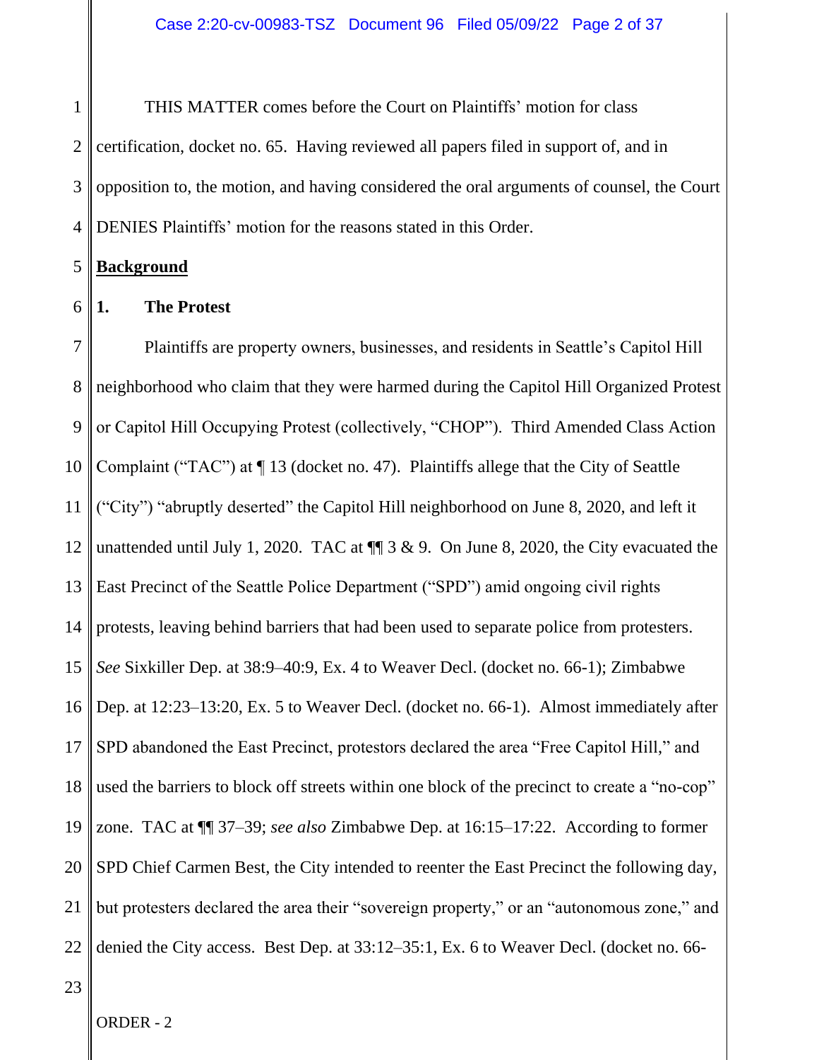THIS MATTER comes before the Court on Plaintiffs' motion for class certification, docket no. 65. Having reviewed all papers filed in support of, and in opposition to, the motion, and having considered the oral arguments of counsel, the Court DENIES Plaintiffs' motion for the reasons stated in this Order.

## Background

### 1. The Protest

Plaintiffs are property owners, businesses, and residents in Seattle's Capitol Hill neighborhood who claim that they were harmed during the Capitol Hill Organized Protest or Capitol Hill Occupying Protest (collectively, "CHOP"). Third Amended Class Action Complaint ("TAC") at ¶ 13 (docket no. 47). Plaintiffs allege that the City of Seattle ("City") "abruptly deserted" the Capitol Hill neighborhood on June 8, 2020, and left it unattended until July 1, 2020. TAC at ¶¶ 3 & 9. On June 8, 2020, the City evacuated the East Precinct of the Seattle Police Department ("SPD") amid ongoing civil rights protests, leaving behind barriers that had been used to separate police from protesters. *See* Sixkiller Dep. at 38:9–40:9, Ex. 4 to Weaver Decl. (docket no. 66-1); Zimbabwe Dep. at 12:23–13:20, Ex. 5 to Weaver Decl. (docket no. 66-1). Almost immediately after SPD abandoned the East Precinct, protestors declared the area "Free Capitol Hill," and used the barriers to block off streets within one block of the precinct to create a "no-cop" zone. TAC at ¶¶ 37–39; *see also* Zimbabwe Dep. at 16:15–17:22. According to former SPD Chief Carmen Best, the City intended to reenter the East Precinct the following day, but protesters declared the area their "sovereign property," or an "autonomous zone," and denied the City access. Best Dep. at 33:12–35:1, Ex. 6 to Weaver Decl. (docket no. 66-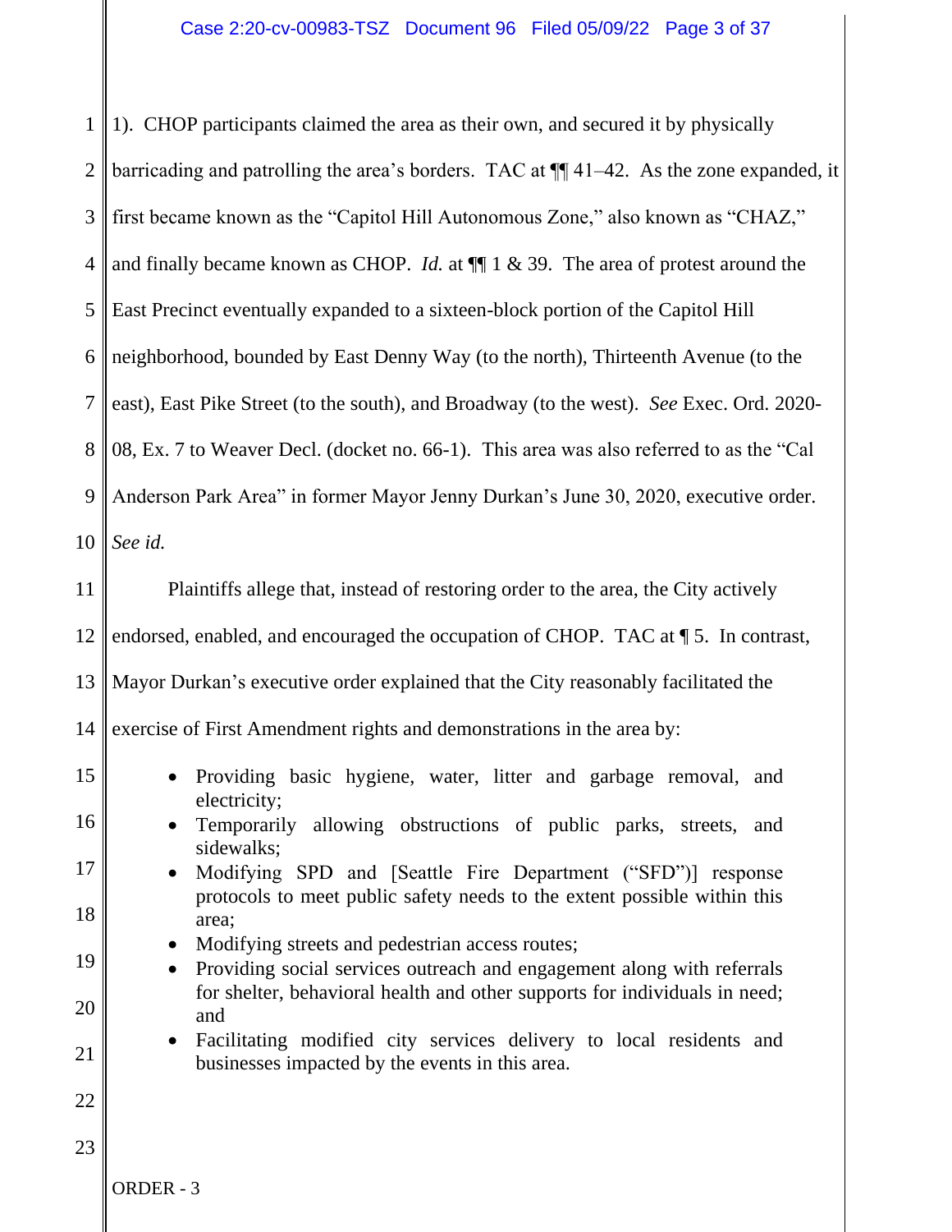1). CHOP participants claimed the area as their own, and secured it by physically barricading and patrolling the area's borders. TAC at ¶¶ 41–42. As the zone expanded, it first became known as the "Capitol Hill Autonomous Zone," also known as "CHAZ," and finally became known as CHOP. *Id.* at ¶¶ 1 & 39. The area of protest around the East Precinct eventually expanded to a sixteen-block portion of the Capitol Hill neighborhood, bounded by East Denny Way (to the north), Thirteenth Avenue (to the east), East Pike Street (to the south), and Broadway (to the west). *See* Exec. Ord. 2020-08, Ex. 7 to Weaver Decl. (docket no. 66-1). This area was also referred to as the "Cal Anderson Park Area" in former Mayor Jenny Durkan's June 30, 2020, executive order. *See id.*

Plaintiffs allege that, instead of restoring order to the area, the City actively endorsed, enabled, and encouraged the occupation of CHOP. TAC at ¶ 5. In contrast, Mayor Durkan's executive order explained that the City reasonably facilitated the exercise of First Amendment rights and demonstrations in the area by:

- Providing basic hygiene, water, litter and garbage removal, and electricity;
- Temporarily allowing obstructions of public parks, streets, and sidewalks;
- Modifying SPD and [Seattle Fire Department ("SFD")] response protocols to meet public safety needs to the extent possible within this area;
- Modifying streets and pedestrian access routes;
- Providing social services outreach and engagement along with referrals for shelter, behavioral health and other supports for individuals in need; and
- Facilitating modified city services delivery to local residents and businesses impacted by the events in this area.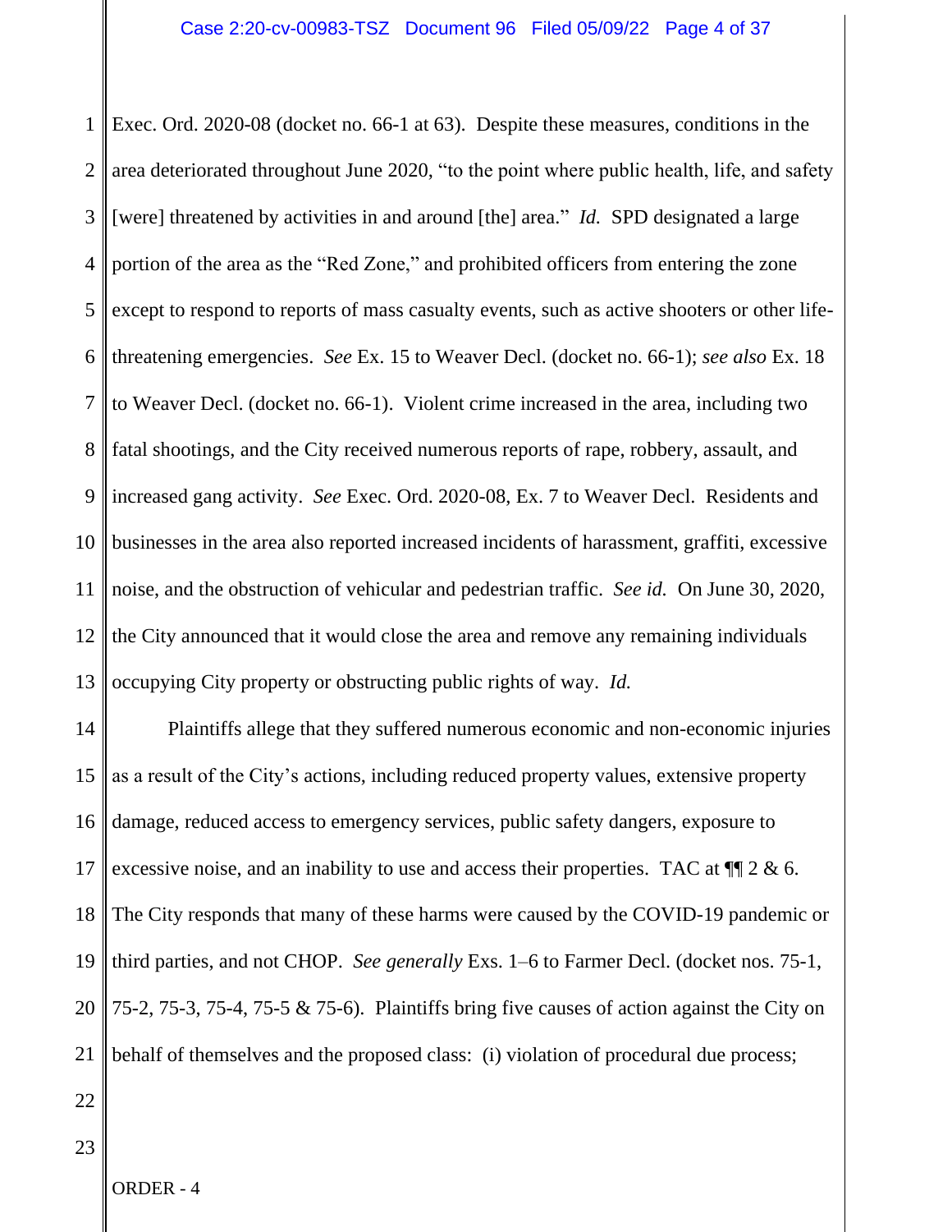Exec. Ord. 2020-08 (docket no. 66-1 at 63). Despite these measures, conditions in the area deteriorated throughout June 2020, "to the point where public health, life, and safety [were] threatened by activities in and around [the] area." *Id.* SPD designated a large portion of the area as the "Red Zone," and prohibited officers from entering the zone except to respond to reports of mass casualty events, such as active shooters or other life-threatening emergencies. *See* Ex. 15 to Weaver Decl. (docket no. 66-1); *see also* Ex. 18 to Weaver Decl. (docket no. 66-1). Violent crime increased in the area, including two fatal shootings, and the City received numerous reports of rape, robbery, assault, and increased gang activity. *See* Exec. Ord. 2020-08, Ex. 7 to Weaver Decl. Residents and businesses in the area also reported increased incidents of harassment, graffiti, excessive noise, and the obstruction of vehicular and pedestrian traffic. *See id.* On June 30, 2020, the City announced that it would close the area and remove any remaining individuals occupying City property or obstructing public rights of way. *Id.*

Plaintiffs allege that they suffered numerous economic and non-economic injuries as a result of the City's actions, including reduced property values, extensive property damage, reduced access to emergency services, public safety dangers, exposure to excessive noise, and an inability to use and access their properties. TAC at ¶¶ 2 & 6. The City responds that many of these harms were caused by the COVID-19 pandemic or third parties, and not CHOP. *See generally* Exs. 1–6 to Farmer Decl. (docket nos. 75-1, 75-2, 75-3, 75-4, 75-5 & 75-6). Plaintiffs bring five causes of action against the City on behalf of themselves and the proposed class: (i) violation of procedural due process;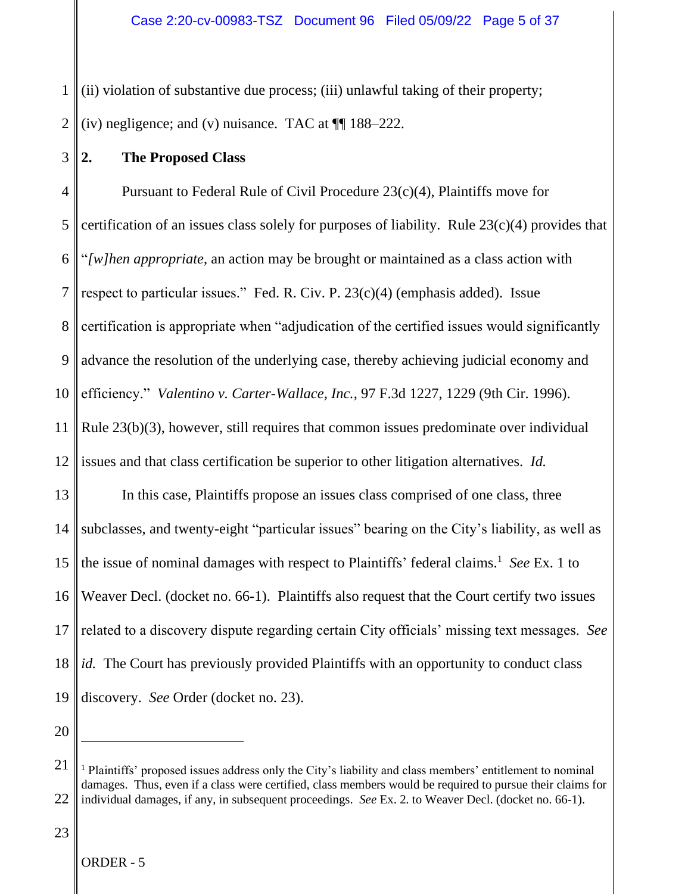(ii) violation of substantive due process; (iii) unlawful taking of their property; (iv) negligence; and (v) nuisance. TAC at ¶¶ 188–222.

### 2. The Proposed Class

Pursuant to Federal Rule of Civil Procedure 23(c)(4), Plaintiffs move for certification of an issues class solely for purposes of liability. Rule 23(c)(4) provides that "*[w]hen appropriate*, an action may be brought or maintained as a class action with respect to particular issues." Fed. R. Civ. P. 23(c)(4) (emphasis added). Issue certification is appropriate when "adjudication of the certified issues would significantly advance the resolution of the underlying case, thereby achieving judicial economy and efficiency." *Valentino v. Carter-Wallace, Inc.*, 97 F.3d 1227, 1229 (9th Cir. 1996). Rule 23(b)(3), however, still requires that common issues predominate over individual issues and that class certification be superior to other litigation alternatives. *Id.*

In this case, Plaintiffs propose an issues class comprised of one class, three subclasses, and twenty-eight "particular issues" bearing on the City's liability, as well as the issue of nominal damages with respect to Plaintiffs' federal claims.[1] *See* Ex. 1 to Weaver Decl. (docket no. 66-1). Plaintiffs also request that the Court certify two issues related to a discovery dispute regarding certain City officials' missing text messages. *See id.* The Court has previously provided Plaintiffs with an opportunity to conduct class discovery. *See* Order (docket no. 23).

---

[1] Plaintiffs' proposed issues address only the City's liability and class members' entitlement to nominal damages. Thus, even if a class were certified, class members would be required to pursue their claims for individual damages, if any, in subsequent proceedings. *See* Ex. 2. to Weaver Decl. (docket no. 66-1).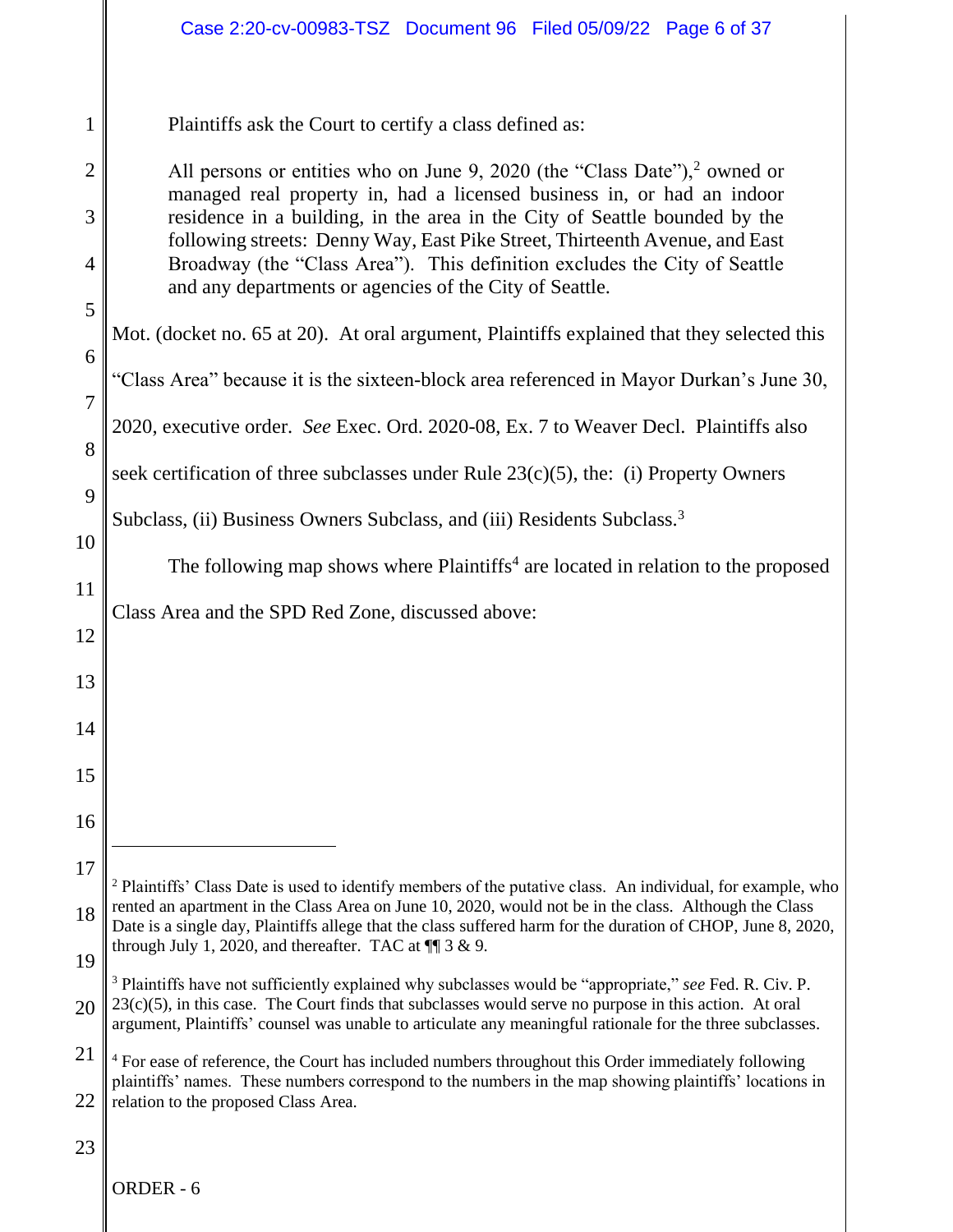Plaintiffs ask the Court to certify a class defined as:

> All persons or entities who on June 9, 2020 (the "Class Date"),[2] owned or managed real property in, had a licensed business in, or had an indoor residence in a building, in the area in the City of Seattle bounded by the following streets: Denny Way, East Pike Street, Thirteenth Avenue, and East Broadway (the "Class Area"). This definition excludes the City of Seattle and any departments or agencies of the City of Seattle.

Mot. (docket no. 65 at 20). At oral argument, Plaintiffs explained that they selected this "Class Area" because it is the sixteen-block area referenced in Mayor Durkan's June 30, 2020, executive order. *See* Exec. Ord. 2020-08, Ex. 7 to Weaver Decl. Plaintiffs also seek certification of three subclasses under Rule 23(c)(5), the: (i) Property Owners Subclass, (ii) Business Owners Subclass, and (iii) Residents Subclass.[3]

The following map shows where Plaintiffs[4] are located in relation to the proposed Class Area and the SPD Red Zone, discussed above:

---

[2] Plaintiffs' Class Date is used to identify members of the putative class. An individual, for example, who rented an apartment in the Class Area on June 10, 2020, would not be in the class. Although the Class Date is a single day, Plaintiffs allege that the class suffered harm for the duration of CHOP, June 8, 2020, through July 1, 2020, and thereafter. TAC at ¶¶ 3 & 9.

[3] Plaintiffs have not sufficiently explained why subclasses would be "appropriate," *see* Fed. R. Civ. P. 23(c)(5), in this case. The Court finds that subclasses would serve no purpose in this action. At oral argument, Plaintiffs' counsel was unable to articulate any meaningful rationale for the three subclasses.

[4] For ease of reference, the Court has included numbers throughout this Order immediately following plaintiffs' names. These numbers correspond to the numbers in the map showing plaintiffs' locations in relation to the proposed Class Area.

ORDER - 6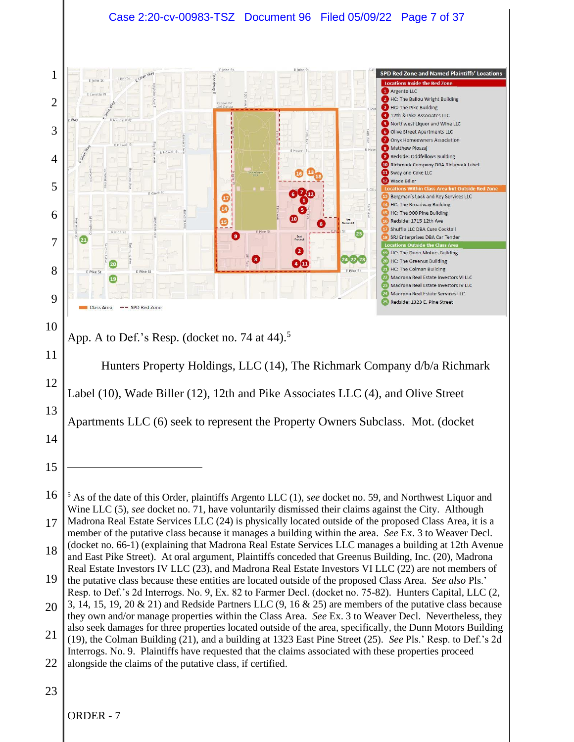SPD Red Zone and Named Plaintiffs' Locations

**Locations Inside the Red Zone**

1. Argento LLC
2. HC: The Ballou Wright Building
3. HC: The Pike Building
4. 12th & Pike Associates LLC
5. Northwest Liquor and Wine LLC
6. Olive Street Apartments LLC
7. Onyx Homeowners Association
8. Matthew Ploszaj
9. Redside: Oddfellows Building
10. Richmark Company DBA Richmark Label
11. Sway and Cake LLC
12. Wade Biller

**Locations Within Class Area but Outside Red Zone**

13. Bergman's Lock and Key Services LLC
14. HC: The Broadway Building
15. HC: The 900 Pine Building
16. Redside: 1715 12th Ave
17. Shuffle LLC DBA Cure Cocktail
18. SRJ Enterprises DBA Car Tender

**Locations Outside the Class Area**

19. HC: The Dunn Motors Building
20. HC: The Greenus Building
21. HC: The Colman Building
22. Madrona Real Estate Investors VI LLC
23. Madrona Real Estate Investors IV LLC
24. Madrona Real Estate Services LLC
25. Redside: 1323 E. Pine Street

Class Area — SPD Red Zone

App. A to Def.'s Resp. (docket no. 74 at 44).[5]

Hunters Property Holdings, LLC (14), The Richmark Company d/b/a Richmark Label (10), Wade Biller (12), 12th and Pike Associates LLC (4), and Olive Street Apartments LLC (6) seek to represent the Property Owners Subclass. Mot. (docket

---

[5] As of the date of this Order, plaintiffs Argento LLC (1), *see* docket no. 59, and Northwest Liquor and Wine LLC (5), *see* docket no. 71, have voluntarily dismissed their claims against the City. Although Madrona Real Estate Services LLC (24) is physically located outside of the proposed Class Area, it is a member of the putative class because it manages a building within the area. *See* Ex. 3 to Weaver Decl. (docket no. 66-1) (explaining that Madrona Real Estate Services LLC manages a building at 12th Avenue and East Pike Street). At oral argument, Plaintiffs conceded that Greenus Building, Inc. (20), Madrona Real Estate Investors IV LLC (23), and Madrona Real Estate Investors VI LLC (22) are not members of the putative class because these entities are located outside of the proposed Class Area. *See also* Pls.' Resp. to Def.'s 2d Interrogs. No. 9, Ex. 82 to Farmer Decl. (docket no. 75-82). Hunters Capital, LLC (2, 3, 14, 15, 19, 20 & 21) and Redside Partners LLC (9, 16 & 25) are members of the putative class because they own and/or manage properties within the Class Area. *See* Ex. 3 to Weaver Decl. Nevertheless, they also seek damages for three properties located outside of the area, specifically, the Dunn Motors Building (19), the Colman Building (21), and a building at 1323 East Pine Street (25). *See* Pls.' Resp. to Def.'s 2d Interrogs. No. 9. Plaintiffs have requested that the claims associated with these properties proceed alongside the claims of the putative class, if certified.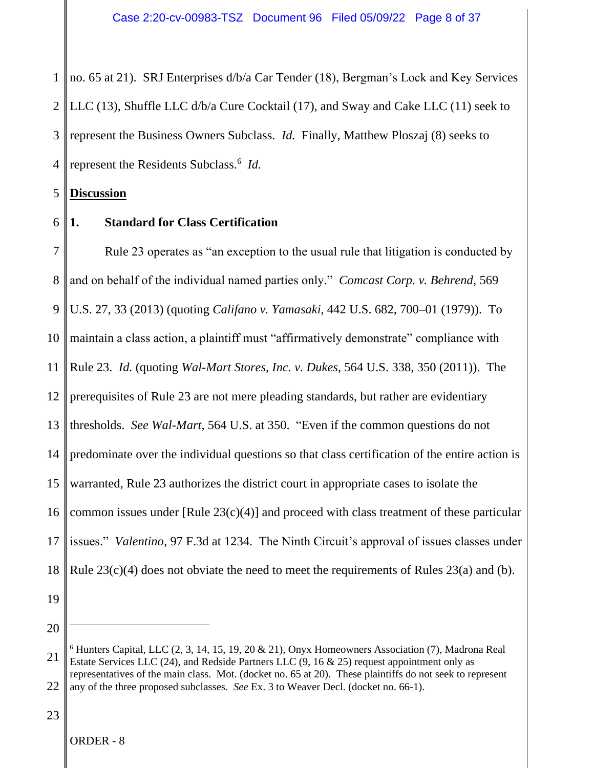no. 65 at 21). SRJ Enterprises d/b/a Car Tender (18), Bergman's Lock and Key Services LLC (13), Shuffle LLC d/b/a Cure Cocktail (17), and Sway and Cake LLC (11) seek to represent the Business Owners Subclass. *Id.* Finally, Matthew Ploszaj (8) seeks to represent the Residents Subclass.[6] *Id.*

**Discussion**

**1. Standard for Class Certification**

Rule 23 operates as "an exception to the usual rule that litigation is conducted by and on behalf of the individual named parties only." *Comcast Corp. v. Behrend*, 569 U.S. 27, 33 (2013) (quoting *Califano v. Yamasaki*, 442 U.S. 682, 700–01 (1979)). To maintain a class action, a plaintiff must "affirmatively demonstrate" compliance with Rule 23. *Id.* (quoting *Wal-Mart Stores, Inc. v. Dukes*, 564 U.S. 338, 350 (2011)). The prerequisites of Rule 23 are not mere pleading standards, but rather are evidentiary thresholds. *See Wal-Mart*, 564 U.S. at 350. "Even if the common questions do not predominate over the individual questions so that class certification of the entire action is warranted, Rule 23 authorizes the district court in appropriate cases to isolate the common issues under [Rule 23(c)(4)] and proceed with class treatment of these particular issues." *Valentino*, 97 F.3d at 1234. The Ninth Circuit's approval of issues classes under Rule 23(c)(4) does not obviate the need to meet the requirements of Rules 23(a) and (b).

---

[6] Hunters Capital, LLC (2, 3, 14, 15, 19, 20 & 21), Onyx Homeowners Association (7), Madrona Real Estate Services LLC (24), and Redside Partners LLC (9, 16 & 25) request appointment only as representatives of the main class. Mot. (docket no. 65 at 20). These plaintiffs do not seek to represent any of the three proposed subclasses. *See* Ex. 3 to Weaver Decl. (docket no. 66-1).

ORDER - 8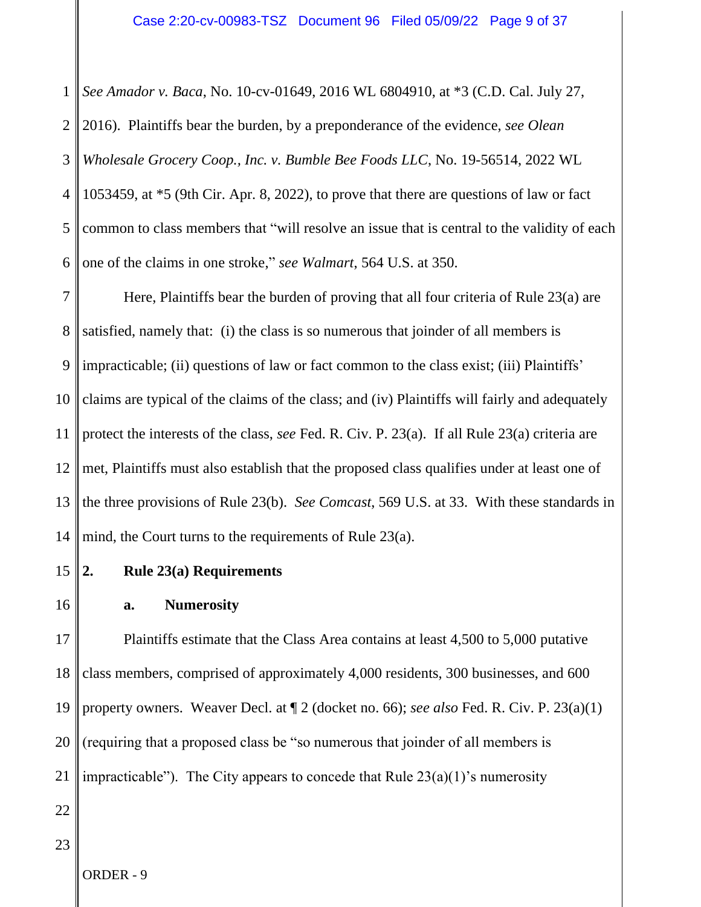*See Amador v. Baca*, No. 10-cv-01649, 2016 WL 6804910, at *3 (C.D. Cal. July 27, 2016). Plaintiffs bear the burden, by a preponderance of the evidence, *see Olean Wholesale Grocery Coop., Inc. v. Bumble Bee Foods LLC*, No. 19-56514, 2022 WL 1053459, at *5 (9th Cir. Apr. 8, 2022), to prove that there are questions of law or fact common to class members that "will resolve an issue that is central to the validity of each one of the claims in one stroke," *see Walmart*, 564 U.S. at 350.

Here, Plaintiffs bear the burden of proving that all four criteria of Rule 23(a) are satisfied, namely that: (i) the class is so numerous that joinder of all members is impracticable; (ii) questions of law or fact common to the class exist; (iii) Plaintiffs' claims are typical of the claims of the class; and (iv) Plaintiffs will fairly and adequately protect the interests of the class, *see* Fed. R. Civ. P. 23(a). If all Rule 23(a) criteria are met, Plaintiffs must also establish that the proposed class qualifies under at least one of the three provisions of Rule 23(b). *See Comcast*, 569 U.S. at 33. With these standards in mind, the Court turns to the requirements of Rule 23(a).

## 2. Rule 23(a) Requirements

### a. Numerosity

Plaintiffs estimate that the Class Area contains at least 4,500 to 5,000 putative class members, comprised of approximately 4,000 residents, 300 businesses, and 600 property owners. Weaver Decl. at ¶ 2 (docket no. 66); *see also* Fed. R. Civ. P. 23(a)(1) (requiring that a proposed class be "so numerous that joinder of all members is impracticable"). The City appears to concede that Rule 23(a)(1)'s numerosity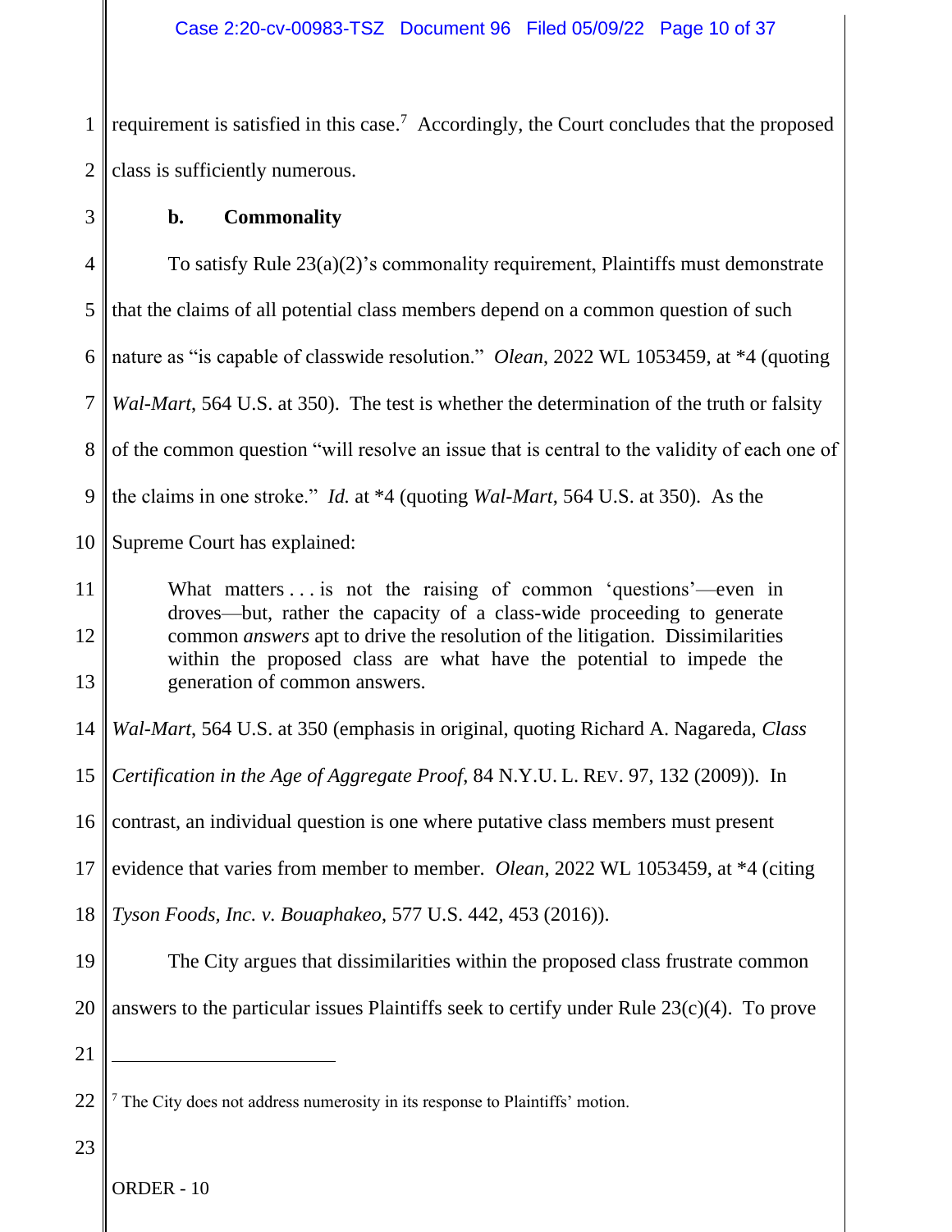requirement is satisfied in this case.[7] Accordingly, the Court concludes that the proposed class is sufficiently numerous.

**b. Commonality**

To satisfy Rule 23(a)(2)'s commonality requirement, Plaintiffs must demonstrate that the claims of all potential class members depend on a common question of such nature as "is capable of classwide resolution." *Olean*, 2022 WL 1053459, at *4 (quoting *Wal-Mart*, 564 U.S. at 350). The test is whether the determination of the truth or falsity of the common question "will resolve an issue that is central to the validity of each one of the claims in one stroke." *Id.* at *4 (quoting *Wal-Mart*, 564 U.S. at 350). As the Supreme Court has explained:

> What matters . . . is not the raising of common 'questions'—even in droves—but, rather the capacity of a class-wide proceeding to generate common *answers* apt to drive the resolution of the litigation. Dissimilarities within the proposed class are what have the potential to impede the generation of common answers.

*Wal-Mart*, 564 U.S. at 350 (emphasis in original, quoting Richard A. Nagareda, *Class Certification in the Age of Aggregate Proof*, 84 N.Y.U. L. REV. 97, 132 (2009)). In contrast, an individual question is one where putative class members must present evidence that varies from member to member. *Olean*, 2022 WL 1053459, at *4 (citing *Tyson Foods, Inc. v. Bouaphakeo*, 577 U.S. 442, 453 (2016)).

The City argues that dissimilarities within the proposed class frustrate common answers to the particular issues Plaintiffs seek to certify under Rule 23(c)(4). To prove

---

[7] The City does not address numerosity in its response to Plaintiffs' motion.

ORDER - 10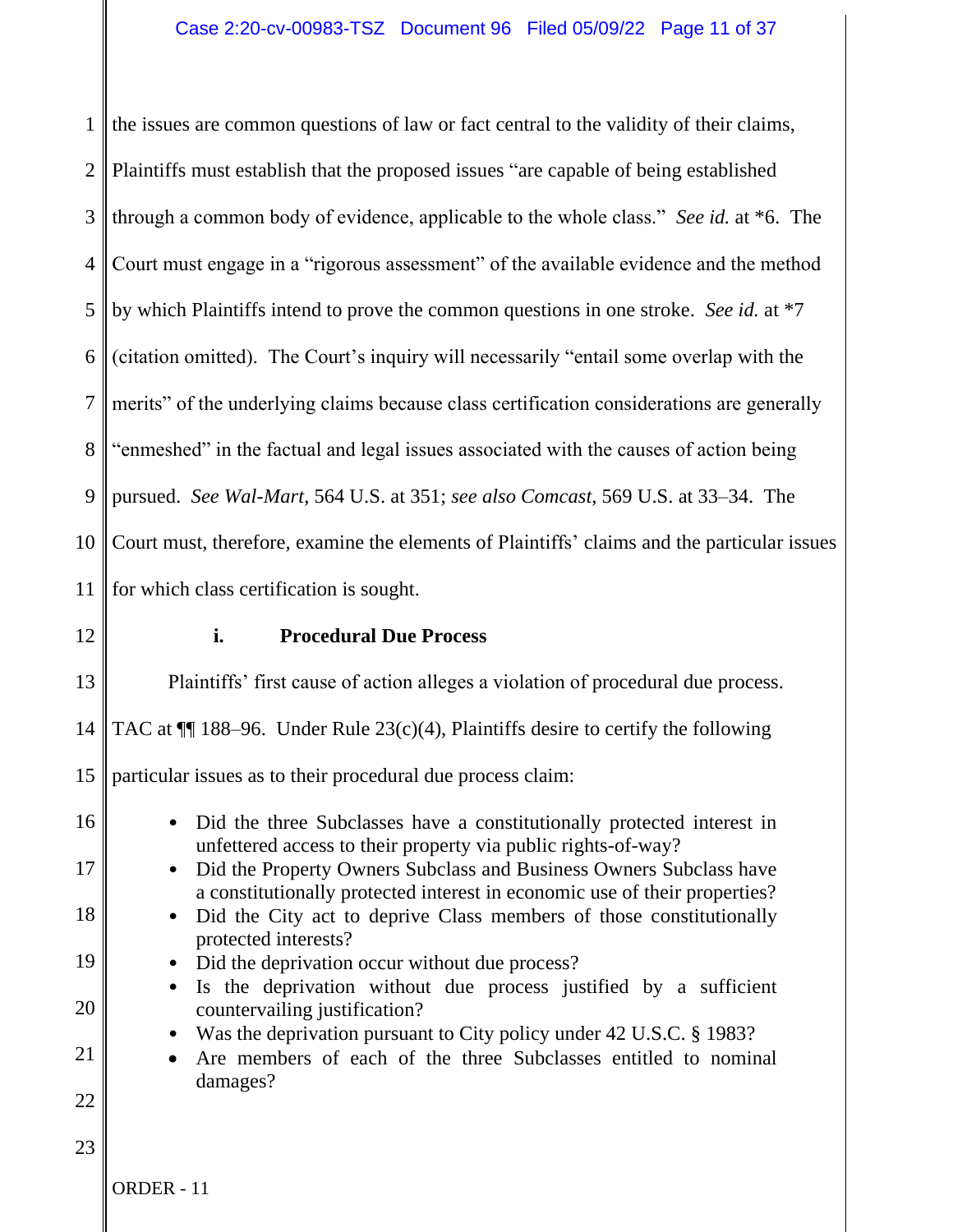the issues are common questions of law or fact central to the validity of their claims, Plaintiffs must establish that the proposed issues "are capable of being established through a common body of evidence, applicable to the whole class." *See id.* at *6. The Court must engage in a "rigorous assessment" of the available evidence and the method by which Plaintiffs intend to prove the common questions in one stroke. *See id.* at *7 (citation omitted). The Court's inquiry will necessarily "entail some overlap with the merits" of the underlying claims because class certification considerations are generally "enmeshed" in the factual and legal issues associated with the causes of action being pursued. *See Wal-Mart*, 564 U.S. at 351; *see also Comcast*, 569 U.S. at 33–34. The Court must, therefore, examine the elements of Plaintiffs' claims and the particular issues for which class certification is sought.

**i. Procedural Due Process**

Plaintiffs' first cause of action alleges a violation of procedural due process. TAC at ¶¶ 188–96. Under Rule 23(c)(4), Plaintiffs desire to certify the following particular issues as to their procedural due process claim:

- Did the three Subclasses have a constitutionally protected interest in unfettered access to their property via public rights-of-way?
- Did the Property Owners Subclass and Business Owners Subclass have a constitutionally protected interest in economic use of their properties?
- Did the City act to deprive Class members of those constitutionally protected interests?
- Did the deprivation occur without due process?
- Is the deprivation without due process justified by a sufficient countervailing justification?
- Was the deprivation pursuant to City policy under 42 U.S.C. § 1983?
- Are members of each of the three Subclasses entitled to nominal damages?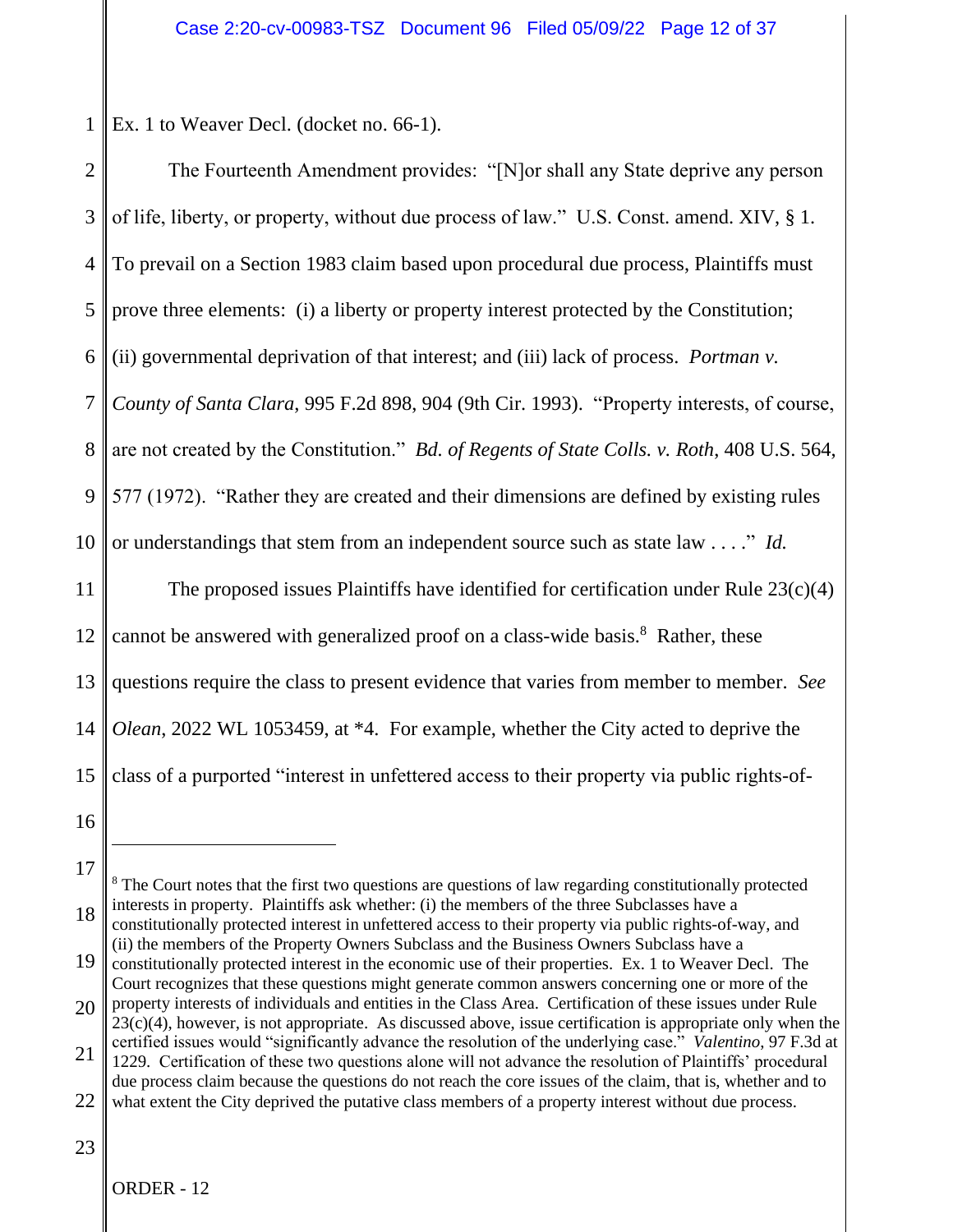Ex. 1 to Weaver Decl. (docket no. 66-1).

The Fourteenth Amendment provides: "[N]or shall any State deprive any person of life, liberty, or property, without due process of law." U.S. Const. amend. XIV, § 1. To prevail on a Section 1983 claim based upon procedural due process, Plaintiffs must prove three elements: (i) a liberty or property interest protected by the Constitution; (ii) governmental deprivation of that interest; and (iii) lack of process. *Portman v. County of Santa Clara*, 995 F.2d 898, 904 (9th Cir. 1993). "Property interests, of course, are not created by the Constitution." *Bd. of Regents of State Colls. v. Roth*, 408 U.S. 564, 577 (1972). "Rather they are created and their dimensions are defined by existing rules or understandings that stem from an independent source such as state law . . . ." *Id.*

The proposed issues Plaintiffs have identified for certification under Rule 23(c)(4) cannot be answered with generalized proof on a class-wide basis.[8] Rather, these questions require the class to present evidence that varies from member to member. *See Olean*, 2022 WL 1053459, at *4. For example, whether the City acted to deprive the class of a purported "interest in unfettered access to their property via public rights-of-

---

[8] The Court notes that the first two questions are questions of law regarding constitutionally protected interests in property. Plaintiffs ask whether: (i) the members of the three Subclasses have a constitutionally protected interest in unfettered access to their property via public rights-of-way, and (ii) the members of the Property Owners Subclass and the Business Owners Subclass have a constitutionally protected interest in the economic use of their properties. Ex. 1 to Weaver Decl. The Court recognizes that these questions might generate common answers concerning one or more of the property interests of individuals and entities in the Class Area. Certification of these issues under Rule 23(c)(4), however, is not appropriate. As discussed above, issue certification is appropriate only when the certified issues would "significantly advance the resolution of the underlying case." *Valentino*, 97 F.3d at 1229. Certification of these two questions alone will not advance the resolution of Plaintiffs' procedural due process claim because the questions do not reach the core issues of the claim, that is, whether and to what extent the City deprived the putative class members of a property interest without due process.

ORDER - 12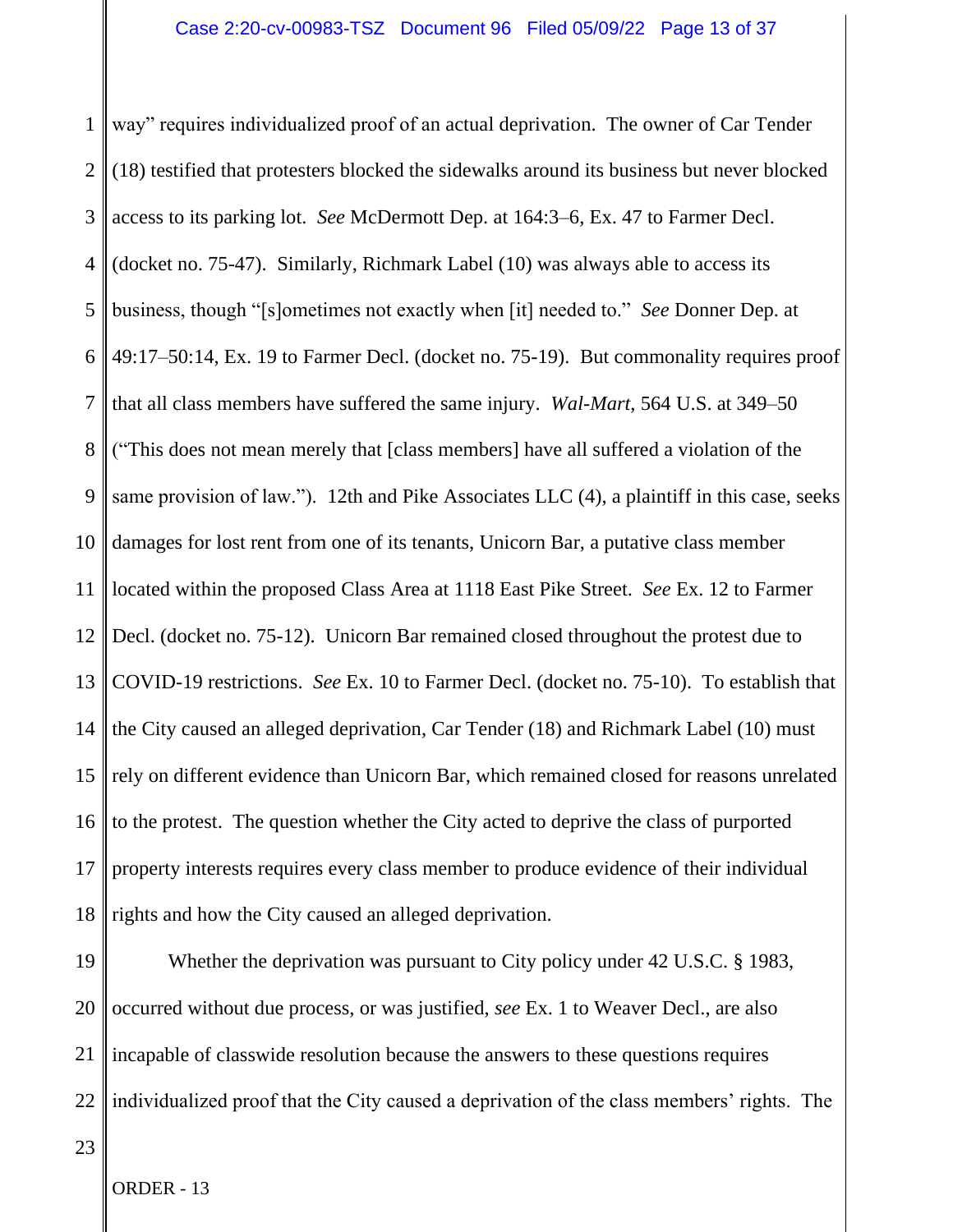way" requires individualized proof of an actual deprivation. The owner of Car Tender (18) testified that protesters blocked the sidewalks around its business but never blocked access to its parking lot. *See* McDermott Dep. at 164:3–6, Ex. 47 to Farmer Decl. (docket no. 75-47). Similarly, Richmark Label (10) was always able to access its business, though "[s]ometimes not exactly when [it] needed to." *See* Donner Dep. at 49:17–50:14, Ex. 19 to Farmer Decl. (docket no. 75-19). But commonality requires proof that all class members have suffered the same injury. *Wal-Mart*, 564 U.S. at 349–50 ("This does not mean merely that [class members] have all suffered a violation of the same provision of law."). 12th and Pike Associates LLC (4), a plaintiff in this case, seeks damages for lost rent from one of its tenants, Unicorn Bar, a putative class member located within the proposed Class Area at 1118 East Pike Street. *See* Ex. 12 to Farmer Decl. (docket no. 75-12). Unicorn Bar remained closed throughout the protest due to COVID-19 restrictions. *See* Ex. 10 to Farmer Decl. (docket no. 75-10). To establish that the City caused an alleged deprivation, Car Tender (18) and Richmark Label (10) must rely on different evidence than Unicorn Bar, which remained closed for reasons unrelated to the protest. The question whether the City acted to deprive the class of purported property interests requires every class member to produce evidence of their individual rights and how the City caused an alleged deprivation.

Whether the deprivation was pursuant to City policy under 42 U.S.C. § 1983, occurred without due process, or was justified, *see* Ex. 1 to Weaver Decl., are also incapable of classwide resolution because the answers to these questions requires individualized proof that the City caused a deprivation of the class members' rights. The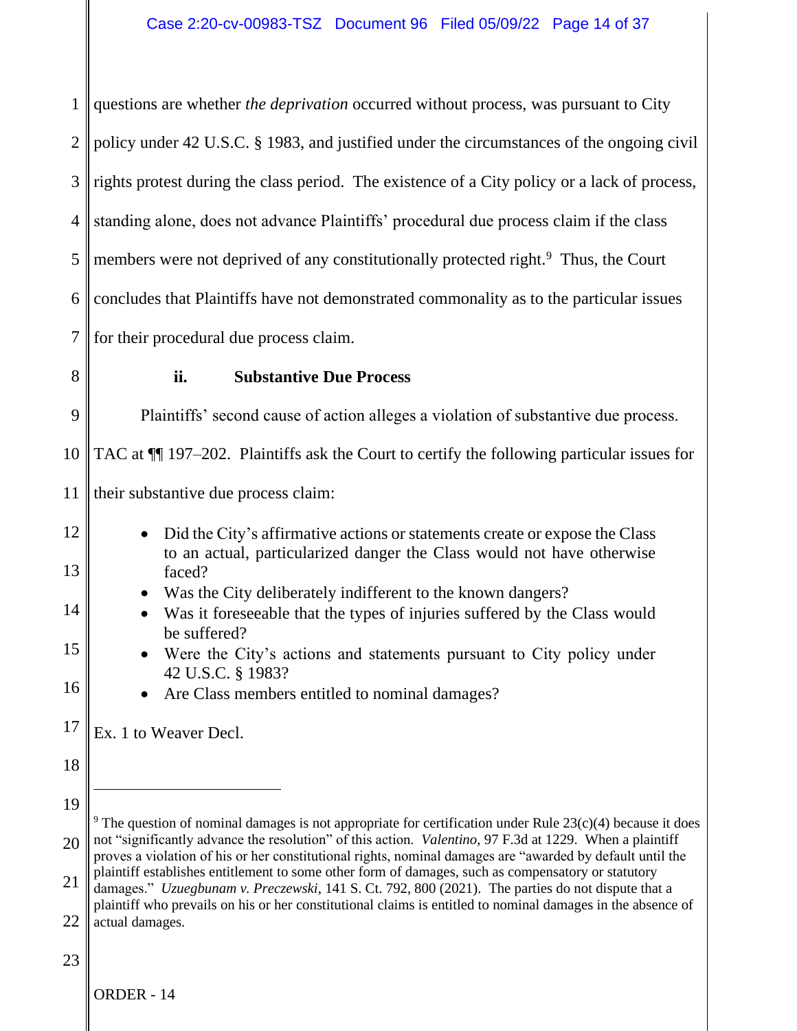questions are whether *the deprivation* occurred without process, was pursuant to City policy under 42 U.S.C. § 1983, and justified under the circumstances of the ongoing civil rights protest during the class period. The existence of a City policy or a lack of process, standing alone, does not advance Plaintiffs' procedural due process claim if the class members were not deprived of any constitutionally protected right.[9] Thus, the Court concludes that Plaintiffs have not demonstrated commonality as to the particular issues for their procedural due process claim.

### ii. Substantive Due Process

Plaintiffs' second cause of action alleges a violation of substantive due process. TAC at ¶¶ 197–202. Plaintiffs ask the Court to certify the following particular issues for their substantive due process claim:

- Did the City's affirmative actions or statements create or expose the Class to an actual, particularized danger the Class would not have otherwise faced?
- Was the City deliberately indifferent to the known dangers?
- Was it foreseeable that the types of injuries suffered by the Class would be suffered?
- Were the City's actions and statements pursuant to City policy under 42 U.S.C. § 1983?
- Are Class members entitled to nominal damages?

Ex. 1 to Weaver Decl.

---

[9] The question of nominal damages is not appropriate for certification under Rule 23(c)(4) because it does not "significantly advance the resolution" of this action. *Valentino*, 97 F.3d at 1229. When a plaintiff proves a violation of his or her constitutional rights, nominal damages are "awarded by default until the plaintiff establishes entitlement to some other form of damages, such as compensatory or statutory damages." *Uzuegbunam v. Preczewski*, 141 S. Ct. 792, 800 (2021). The parties do not dispute that a plaintiff who prevails on his or her constitutional claims is entitled to nominal damages in the absence of actual damages.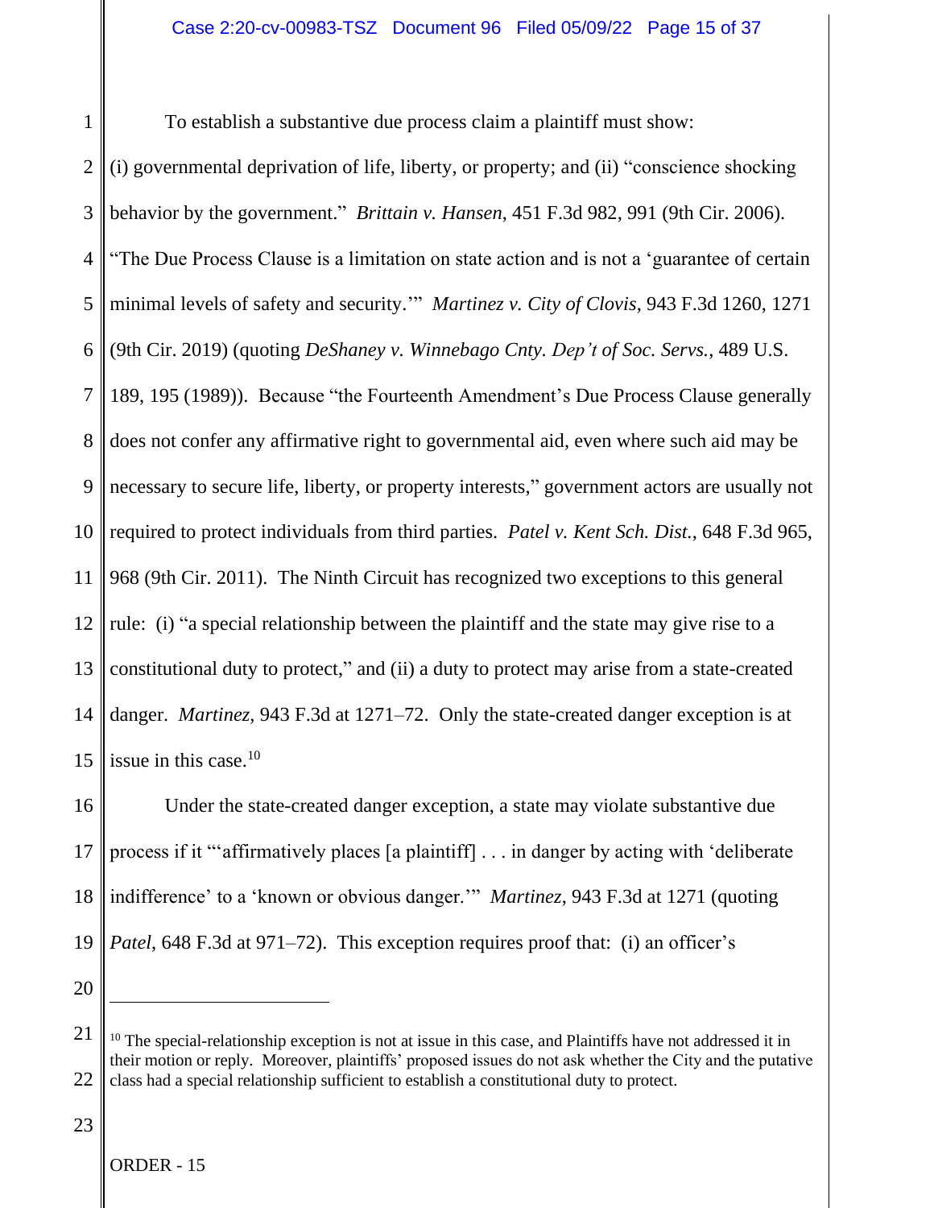To establish a substantive due process claim a plaintiff must show: (i) governmental deprivation of life, liberty, or property; and (ii) "conscience shocking behavior by the government." *Brittain v. Hansen*, 451 F.3d 982, 991 (9th Cir. 2006). "The Due Process Clause is a limitation on state action and is not a 'guarantee of certain minimal levels of safety and security.'" *Martinez v. City of Clovis*, 943 F.3d 1260, 1271 (9th Cir. 2019) (quoting *DeShaney v. Winnebago Cnty. Dep't of Soc. Servs.*, 489 U.S. 189, 195 (1989)). Because "the Fourteenth Amendment's Due Process Clause generally does not confer any affirmative right to governmental aid, even where such aid may be necessary to secure life, liberty, or property interests," government actors are usually not required to protect individuals from third parties. *Patel v. Kent Sch. Dist.*, 648 F.3d 965, 968 (9th Cir. 2011). The Ninth Circuit has recognized two exceptions to this general rule: (i) "a special relationship between the plaintiff and the state may give rise to a constitutional duty to protect," and (ii) a duty to protect may arise from a state-created danger. *Martinez*, 943 F.3d at 1271–72. Only the state-created danger exception is at issue in this case.[10]

Under the state-created danger exception, a state may violate substantive due process if it "'affirmatively places [a plaintiff] . . . in danger by acting with 'deliberate indifference' to a 'known or obvious danger.'" *Martinez*, 943 F.3d at 1271 (quoting *Patel*, 648 F.3d at 971–72). This exception requires proof that: (i) an officer's

---

[10] The special-relationship exception is not at issue in this case, and Plaintiffs have not addressed it in their motion or reply. Moreover, plaintiffs' proposed issues do not ask whether the City and the putative class had a special relationship sufficient to establish a constitutional duty to protect.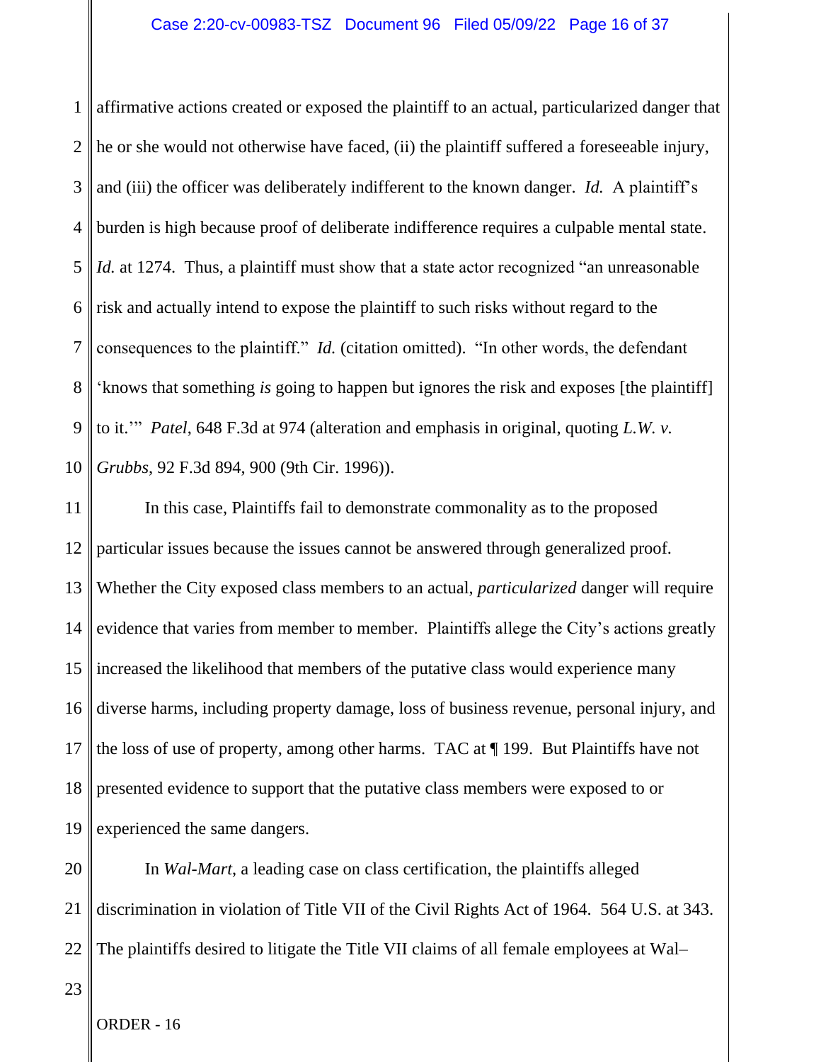affirmative actions created or exposed the plaintiff to an actual, particularized danger that he or she would not otherwise have faced, (ii) the plaintiff suffered a foreseeable injury, and (iii) the officer was deliberately indifferent to the known danger. *Id.* A plaintiff's burden is high because proof of deliberate indifference requires a culpable mental state. *Id.* at 1274. Thus, a plaintiff must show that a state actor recognized "an unreasonable risk and actually intend to expose the plaintiff to such risks without regard to the consequences to the plaintiff." *Id.* (citation omitted). "In other words, the defendant 'knows that something *is* going to happen but ignores the risk and exposes [the plaintiff] to it.'" *Patel*, 648 F.3d at 974 (alteration and emphasis in original, quoting *L.W. v. Grubbs*, 92 F.3d 894, 900 (9th Cir. 1996)).

In this case, Plaintiffs fail to demonstrate commonality as to the proposed particular issues because the issues cannot be answered through generalized proof. Whether the City exposed class members to an actual, *particularized* danger will require evidence that varies from member to member. Plaintiffs allege the City's actions greatly increased the likelihood that members of the putative class would experience many diverse harms, including property damage, loss of business revenue, personal injury, and the loss of use of property, among other harms. TAC at ¶ 199. But Plaintiffs have not presented evidence to support that the putative class members were exposed to or experienced the same dangers.

In *Wal-Mart*, a leading case on class certification, the plaintiffs alleged discrimination in violation of Title VII of the Civil Rights Act of 1964. 564 U.S. at 343. The plaintiffs desired to litigate the Title VII claims of all female employees at Wal–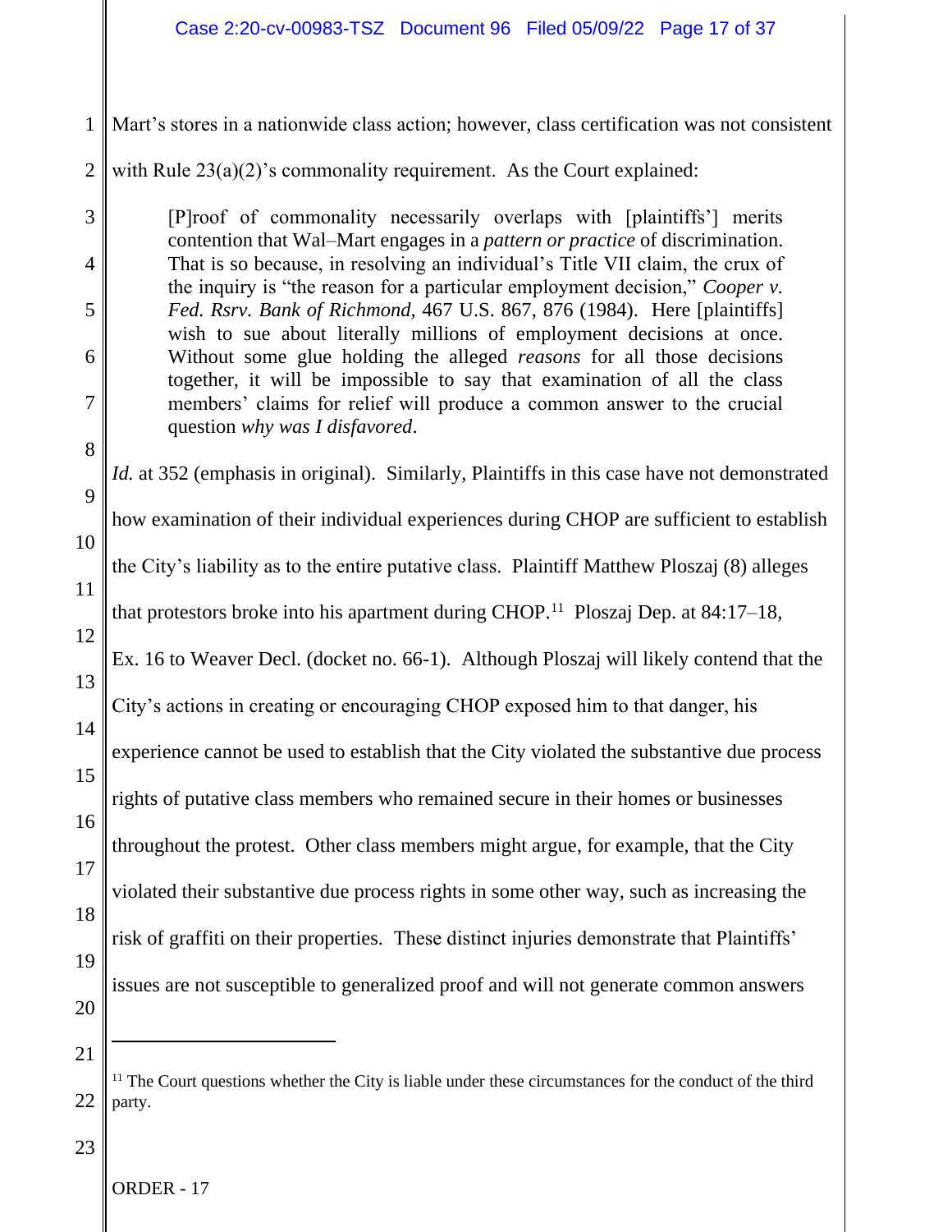Mart's stores in a nationwide class action; however, class certification was not consistent with Rule 23(a)(2)'s commonality requirement. As the Court explained:

> [P]roof of commonality necessarily overlaps with [plaintiffs'] merits contention that Wal–Mart engages in a *pattern or practice* of discrimination. That is so because, in resolving an individual's Title VII claim, the crux of the inquiry is "the reason for a particular employment decision," *Cooper v. Fed. Rsrv. Bank of Richmond,* 467 U.S. 867, 876 (1984). Here [plaintiffs] wish to sue about literally millions of employment decisions at once. Without some glue holding the alleged *reasons* for all those decisions together, it will be impossible to say that examination of all the class members' claims for relief will produce a common answer to the crucial question *why was I disfavored*.

*Id.* at 352 (emphasis in original). Similarly, Plaintiffs in this case have not demonstrated how examination of their individual experiences during CHOP are sufficient to establish the City's liability as to the entire putative class. Plaintiff Matthew Ploszaj (8) alleges that protestors broke into his apartment during CHOP.[11] Ploszaj Dep. at 84:17–18, Ex. 16 to Weaver Decl. (docket no. 66-1). Although Ploszaj will likely contend that the City's actions in creating or encouraging CHOP exposed him to that danger, his experience cannot be used to establish that the City violated the substantive due process rights of putative class members who remained secure in their homes or businesses throughout the protest. Other class members might argue, for example, that the City violated their substantive due process rights in some other way, such as increasing the risk of graffiti on their properties. These distinct injuries demonstrate that Plaintiffs' issues are not susceptible to generalized proof and will not generate common answers

---

[11] The Court questions whether the City is liable under these circumstances for the conduct of the third party.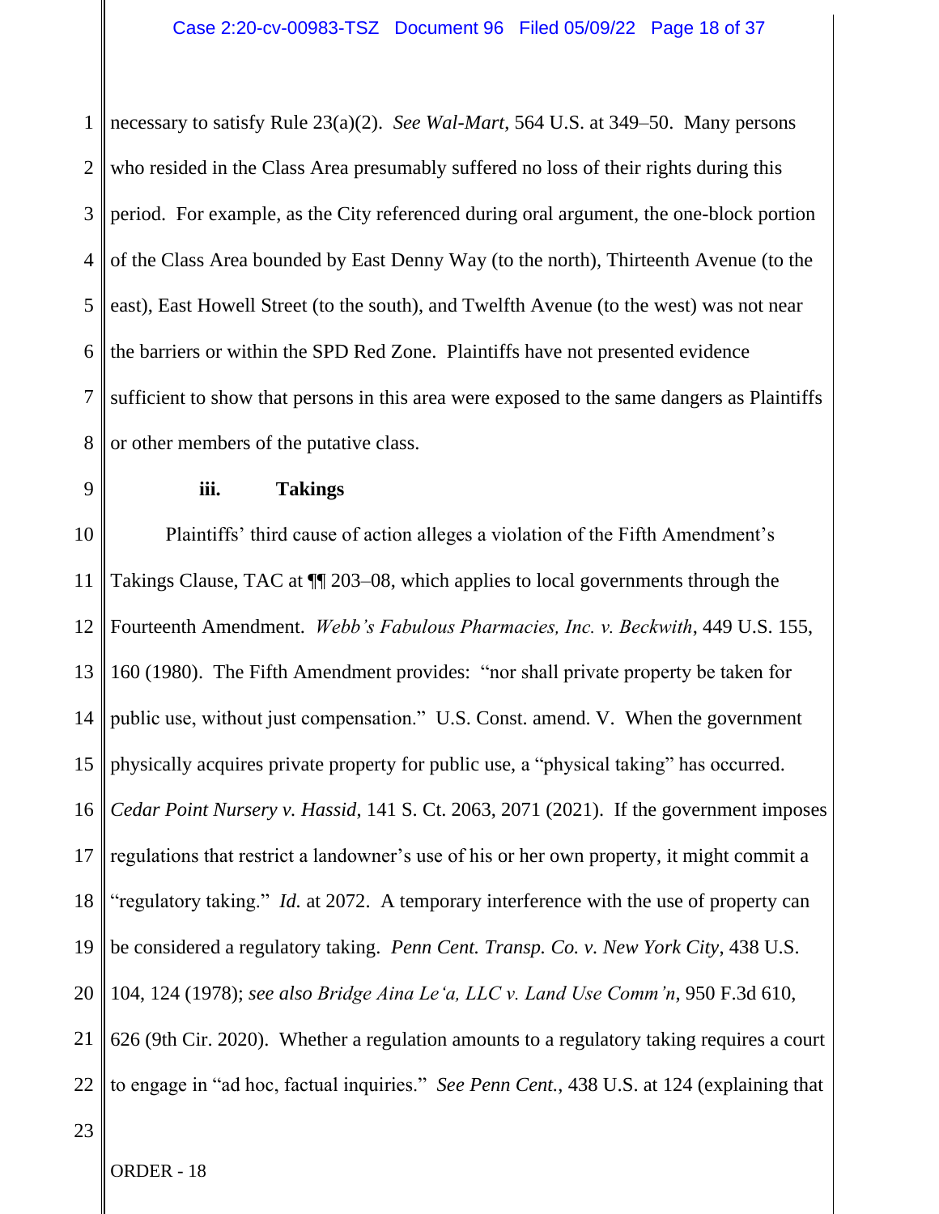necessary to satisfy Rule 23(a)(2). *See Wal-Mart*, 564 U.S. at 349–50. Many persons who resided in the Class Area presumably suffered no loss of their rights during this period. For example, as the City referenced during oral argument, the one-block portion of the Class Area bounded by East Denny Way (to the north), Thirteenth Avenue (to the east), East Howell Street (to the south), and Twelfth Avenue (to the west) was not near the barriers or within the SPD Red Zone. Plaintiffs have not presented evidence sufficient to show that persons in this area were exposed to the same dangers as Plaintiffs or other members of the putative class.

**iii. Takings**

Plaintiffs' third cause of action alleges a violation of the Fifth Amendment's Takings Clause, TAC at ¶¶ 203–08, which applies to local governments through the Fourteenth Amendment. *Webb's Fabulous Pharmacies, Inc. v. Beckwith*, 449 U.S. 155, 160 (1980). The Fifth Amendment provides: "nor shall private property be taken for public use, without just compensation." U.S. Const. amend. V. When the government physically acquires private property for public use, a "physical taking" has occurred. *Cedar Point Nursery v. Hassid*, 141 S. Ct. 2063, 2071 (2021). If the government imposes regulations that restrict a landowner's use of his or her own property, it might commit a "regulatory taking." *Id.* at 2072. A temporary interference with the use of property can be considered a regulatory taking. *Penn Cent. Transp. Co. v. New York City*, 438 U.S. 104, 124 (1978); *see also Bridge Aina Le'a, LLC v. Land Use Comm'n*, 950 F.3d 610, 626 (9th Cir. 2020). Whether a regulation amounts to a regulatory taking requires a court to engage in "ad hoc, factual inquiries." *See Penn Cent.*, 438 U.S. at 124 (explaining that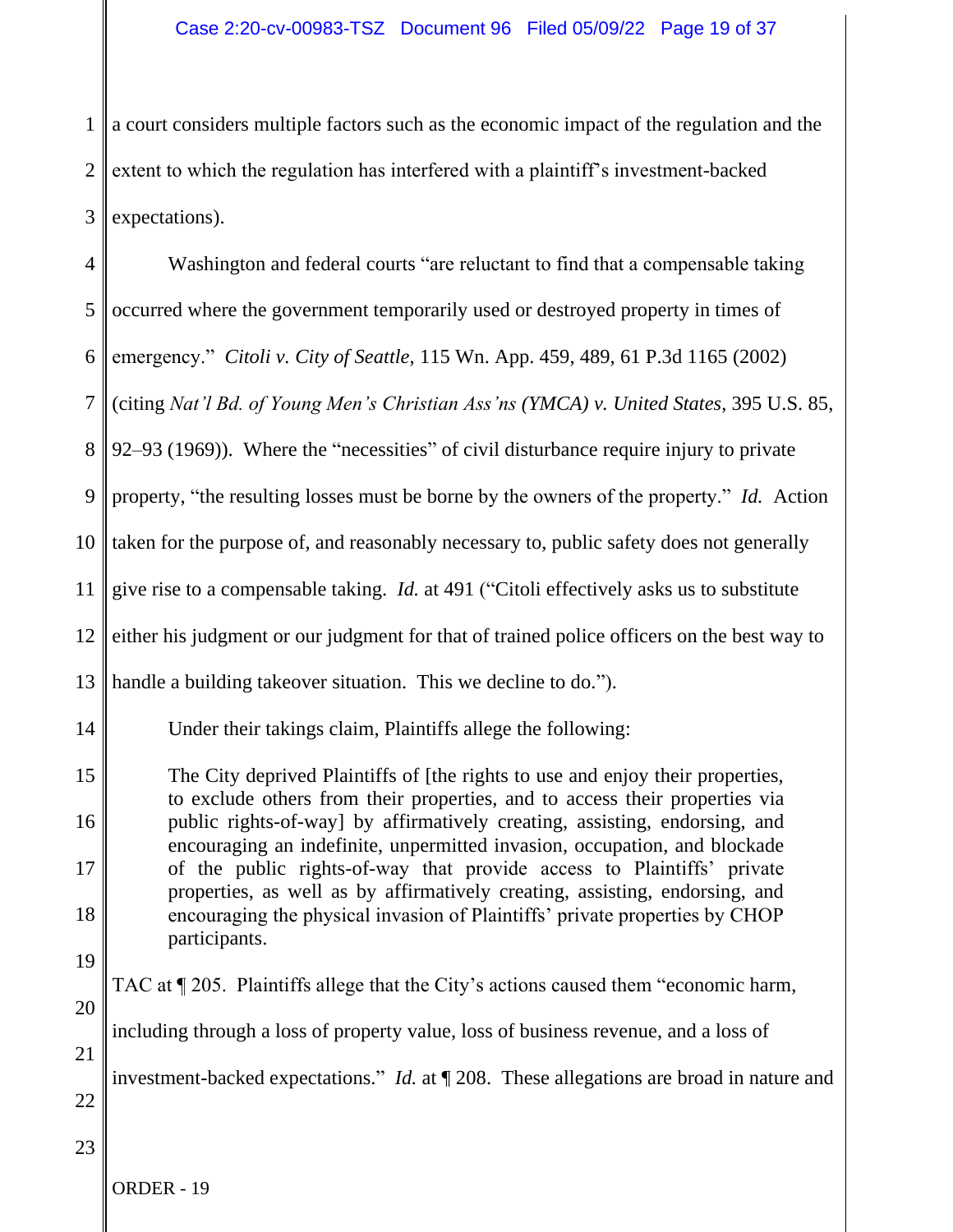a court considers multiple factors such as the economic impact of the regulation and the extent to which the regulation has interfered with a plaintiff's investment-backed expectations).

Washington and federal courts "are reluctant to find that a compensable taking occurred where the government temporarily used or destroyed property in times of emergency." *Citoli v. City of Seattle*, 115 Wn. App. 459, 489, 61 P.3d 1165 (2002) (citing *Nat'l Bd. of Young Men's Christian Ass'ns (YMCA) v. United States*, 395 U.S. 85, 92–93 (1969)). Where the "necessities" of civil disturbance require injury to private property, "the resulting losses must be borne by the owners of the property." *Id.* Action taken for the purpose of, and reasonably necessary to, public safety does not generally give rise to a compensable taking. *Id.* at 491 ("Citoli effectively asks us to substitute either his judgment or our judgment for that of trained police officers on the best way to handle a building takeover situation. This we decline to do.").

Under their takings claim, Plaintiffs allege the following:

> The City deprived Plaintiffs of [the rights to use and enjoy their properties, to exclude others from their properties, and to access their properties via public rights-of-way] by affirmatively creating, assisting, endorsing, and encouraging an indefinite, unpermitted invasion, occupation, and blockade of the public rights-of-way that provide access to Plaintiffs' private properties, as well as by affirmatively creating, assisting, endorsing, and encouraging the physical invasion of Plaintiffs' private properties by CHOP participants.

TAC at ¶ 205. Plaintiffs allege that the City's actions caused them "economic harm, including through a loss of property value, loss of business revenue, and a loss of investment-backed expectations." *Id.* at ¶ 208. These allegations are broad in nature and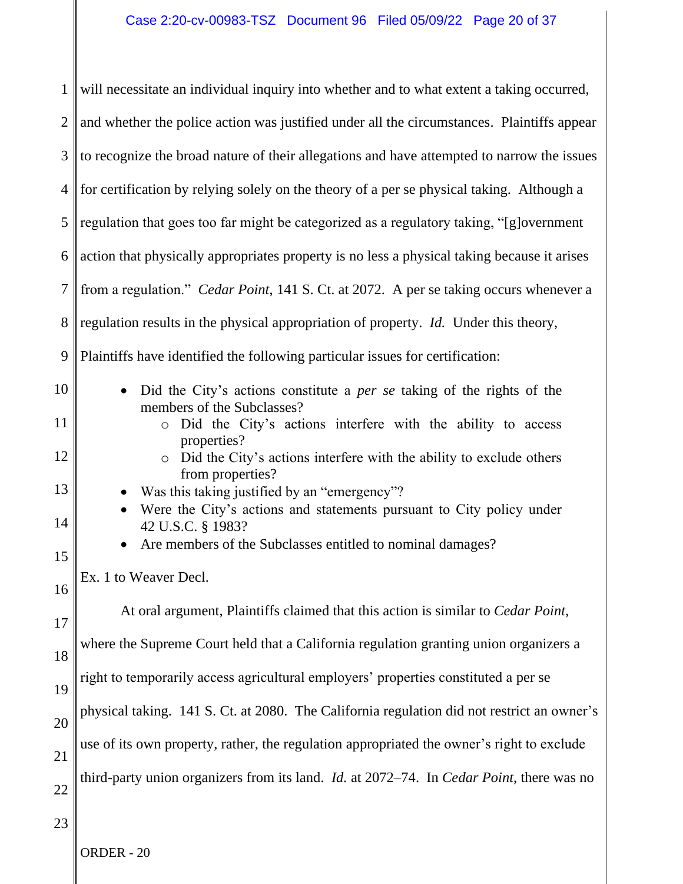will necessitate an individual inquiry into whether and to what extent a taking occurred, and whether the police action was justified under all the circumstances. Plaintiffs appear to recognize the broad nature of their allegations and have attempted to narrow the issues for certification by relying solely on the theory of a per se physical taking. Although a regulation that goes too far might be categorized as a regulatory taking, "[g]overnment action that physically appropriates property is no less a physical taking because it arises from a regulation." *Cedar Point*, 141 S. Ct. at 2072. A per se taking occurs whenever a regulation results in the physical appropriation of property. *Id.* Under this theory, Plaintiffs have identified the following particular issues for certification:

- Did the City's actions constitute a *per se* taking of the rights of the members of the Subclasses?
  - Did the City's actions interfere with the ability to access properties?
  - Did the City's actions interfere with the ability to exclude others from properties?
- Was this taking justified by an "emergency"?
- Were the City's actions and statements pursuant to City policy under 42 U.S.C. § 1983?
- Are members of the Subclasses entitled to nominal damages?

Ex. 1 to Weaver Decl.

At oral argument, Plaintiffs claimed that this action is similar to *Cedar Point*, where the Supreme Court held that a California regulation granting union organizers a right to temporarily access agricultural employers' properties constituted a per se physical taking. 141 S. Ct. at 2080. The California regulation did not restrict an owner's use of its own property, rather, the regulation appropriated the owner's right to exclude third-party union organizers from its land. *Id.* at 2072–74. In *Cedar Point*, there was no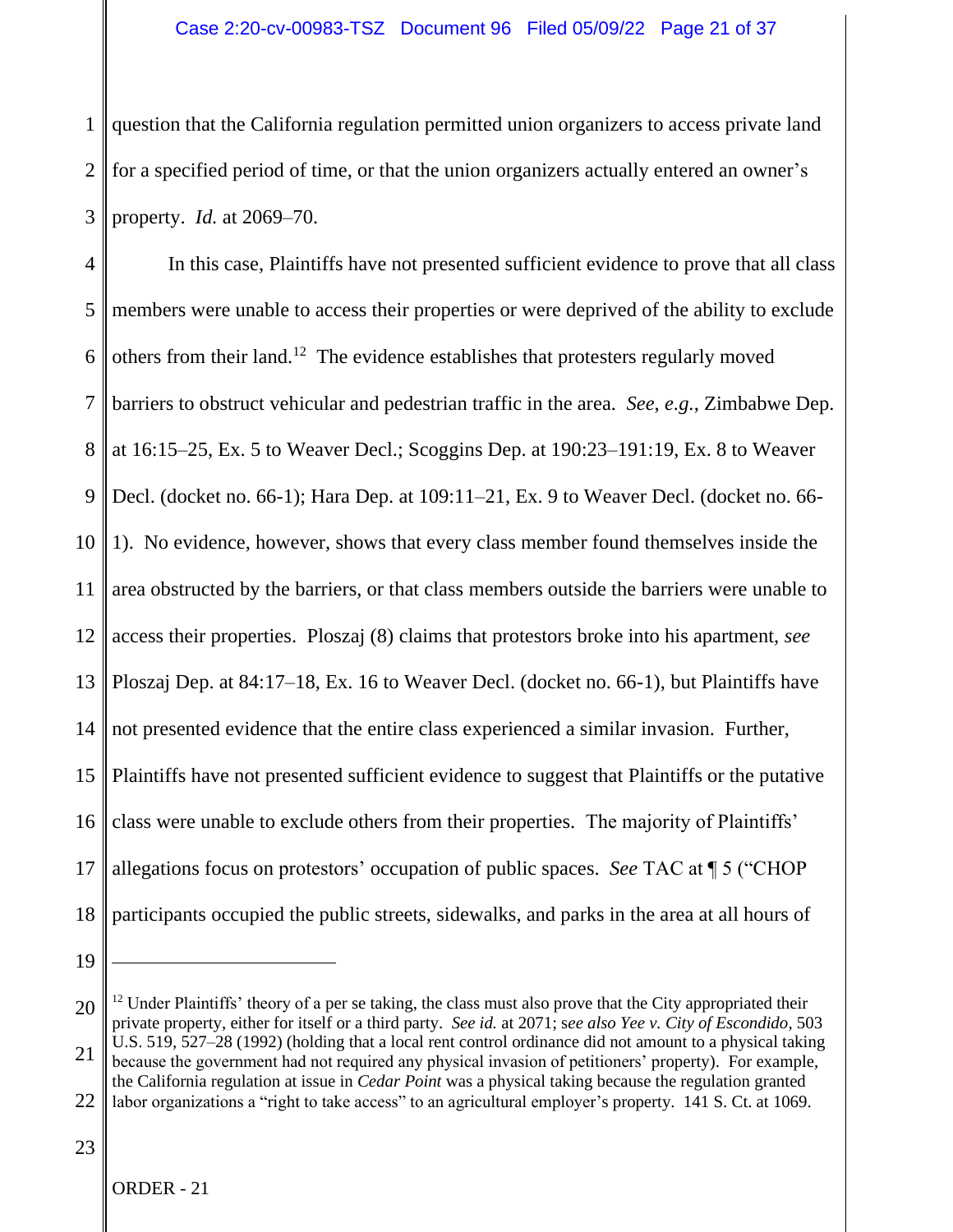question that the California regulation permitted union organizers to access private land for a specified period of time, or that the union organizers actually entered an owner's property. *Id.* at 2069–70.

In this case, Plaintiffs have not presented sufficient evidence to prove that all class members were unable to access their properties or were deprived of the ability to exclude others from their land.[12] The evidence establishes that protesters regularly moved barriers to obstruct vehicular and pedestrian traffic in the area. *See, e.g.*, Zimbabwe Dep. at 16:15–25, Ex. 5 to Weaver Decl.; Scoggins Dep. at 190:23–191:19, Ex. 8 to Weaver Decl. (docket no. 66-1); Hara Dep. at 109:11–21, Ex. 9 to Weaver Decl. (docket no. 66-1). No evidence, however, shows that every class member found themselves inside the area obstructed by the barriers, or that class members outside the barriers were unable to access their properties. Ploszaj (8) claims that protestors broke into his apartment, *see* Ploszaj Dep. at 84:17–18, Ex. 16 to Weaver Decl. (docket no. 66-1), but Plaintiffs have not presented evidence that the entire class experienced a similar invasion. Further, Plaintiffs have not presented sufficient evidence to suggest that Plaintiffs or the putative class were unable to exclude others from their properties. The majority of Plaintiffs' allegations focus on protestors' occupation of public spaces. *See* TAC at ¶ 5 ("CHOP participants occupied the public streets, sidewalks, and parks in the area at all hours of

---

[12] Under Plaintiffs' theory of a per se taking, the class must also prove that the City appropriated their private property, either for itself or a third party. *See id.* at 2071; *see also Yee v. City of Escondido*, 503 U.S. 519, 527–28 (1992) (holding that a local rent control ordinance did not amount to a physical taking because the government had not required any physical invasion of petitioners' property). For example, the California regulation at issue in *Cedar Point* was a physical taking because the regulation granted labor organizations a "right to take access" to an agricultural employer's property. 141 S. Ct. at 1069.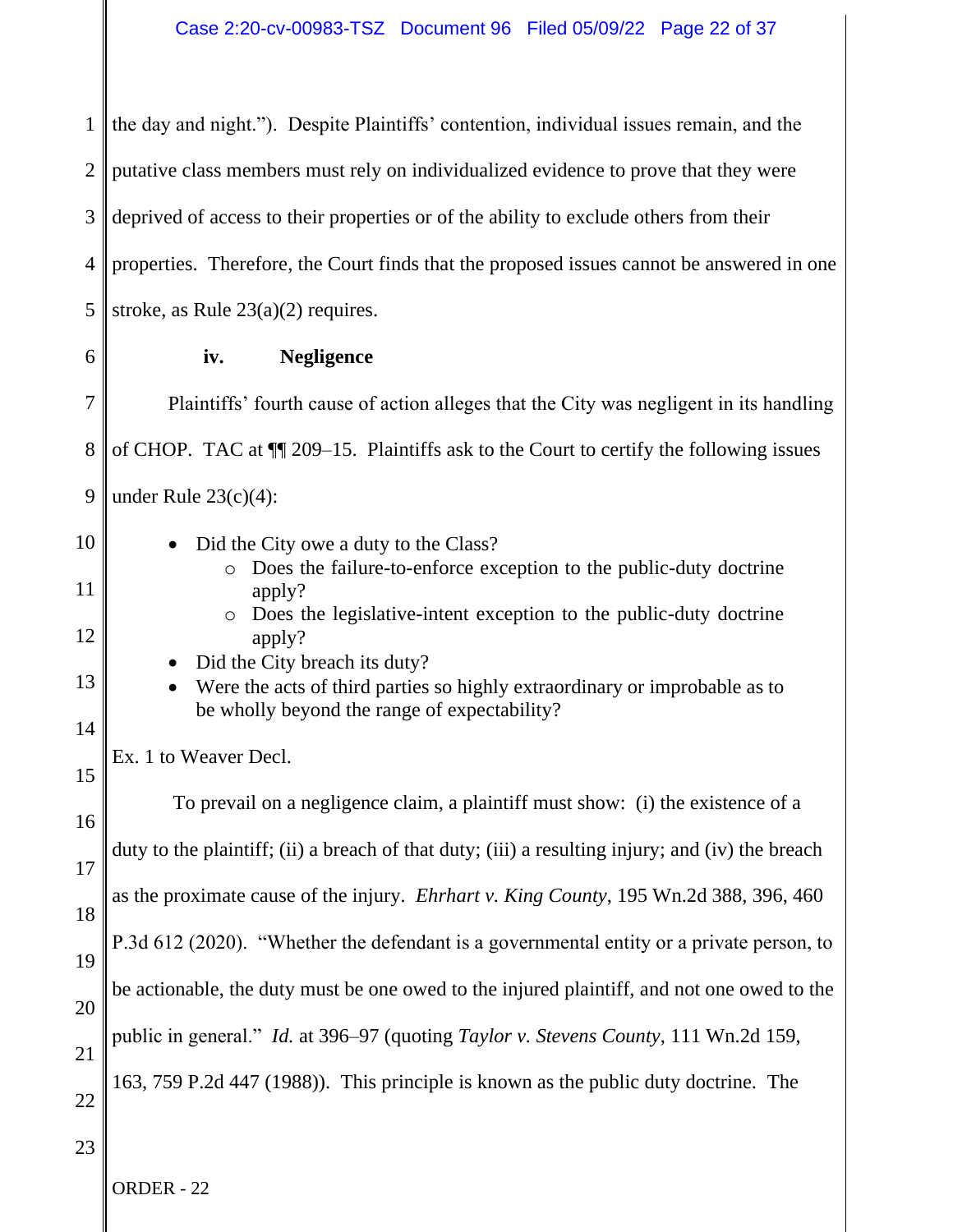the day and night."). Despite Plaintiffs' contention, individual issues remain, and the putative class members must rely on individualized evidence to prove that they were deprived of access to their properties or of the ability to exclude others from their properties. Therefore, the Court finds that the proposed issues cannot be answered in one stroke, as Rule 23(a)(2) requires.

**iv. Negligence**

Plaintiffs' fourth cause of action alleges that the City was negligent in its handling of CHOP. TAC at ¶¶ 209–15. Plaintiffs ask to the Court to certify the following issues under Rule 23(c)(4):

- Did the City owe a duty to the Class?
    - Does the failure-to-enforce exception to the public-duty doctrine apply?
    - Does the legislative-intent exception to the public-duty doctrine apply?
- Did the City breach its duty?
- Were the acts of third parties so highly extraordinary or improbable as to be wholly beyond the range of expectability?

Ex. 1 to Weaver Decl.

To prevail on a negligence claim, a plaintiff must show: (i) the existence of a duty to the plaintiff; (ii) a breach of that duty; (iii) a resulting injury; and (iv) the breach as the proximate cause of the injury. *Ehrhart v. King County*, 195 Wn.2d 388, 396, 460 P.3d 612 (2020). "Whether the defendant is a governmental entity or a private person, to be actionable, the duty must be one owed to the injured plaintiff, and not one owed to the public in general." *Id.* at 396–97 (quoting *Taylor v. Stevens County*, 111 Wn.2d 159, 163, 759 P.2d 447 (1988)). This principle is known as the public duty doctrine. The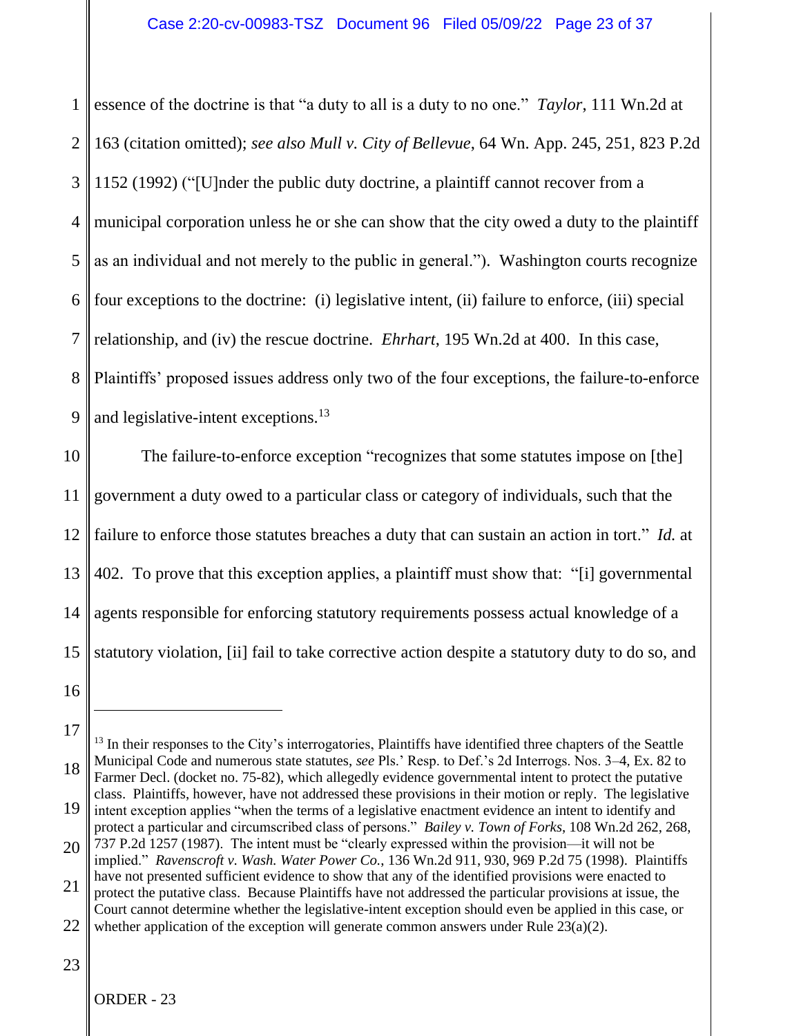essence of the doctrine is that "a duty to all is a duty to no one." *Taylor*, 111 Wn.2d at 163 (citation omitted); *see also Mull v. City of Bellevue*, 64 Wn. App. 245, 251, 823 P.2d 1152 (1992) ("[U]nder the public duty doctrine, a plaintiff cannot recover from a municipal corporation unless he or she can show that the city owed a duty to the plaintiff as an individual and not merely to the public in general."). Washington courts recognize four exceptions to the doctrine: (i) legislative intent, (ii) failure to enforce, (iii) special relationship, and (iv) the rescue doctrine. *Ehrhart*, 195 Wn.2d at 400. In this case, Plaintiffs' proposed issues address only two of the four exceptions, the failure-to-enforce and legislative-intent exceptions.[13]

The failure-to-enforce exception "recognizes that some statutes impose on [the] government a duty owed to a particular class or category of individuals, such that the failure to enforce those statutes breaches a duty that can sustain an action in tort." *Id.* at 402. To prove that this exception applies, a plaintiff must show that: "[i] governmental agents responsible for enforcing statutory requirements possess actual knowledge of a statutory violation, [ii] fail to take corrective action despite a statutory duty to do so, and

---

[13] In their responses to the City's interrogatories, Plaintiffs have identified three chapters of the Seattle Municipal Code and numerous state statutes, *see* Pls.' Resp. to Def.'s 2d Interrogs. Nos. 3–4, Ex. 82 to Farmer Decl. (docket no. 75-82), which allegedly evidence governmental intent to protect the putative class. Plaintiffs, however, have not addressed these provisions in their motion or reply. The legislative intent exception applies "when the terms of a legislative enactment evidence an intent to identify and protect a particular and circumscribed class of persons." *Bailey v. Town of Forks*, 108 Wn.2d 262, 268, 737 P.2d 1257 (1987). The intent must be "clearly expressed within the provision—it will not be implied." *Ravenscroft v. Wash. Water Power Co.*, 136 Wn.2d 911, 930, 969 P.2d 75 (1998). Plaintiffs have not presented sufficient evidence to show that any of the identified provisions were enacted to protect the putative class. Because Plaintiffs have not addressed the particular provisions at issue, the Court cannot determine whether the legislative-intent exception should even be applied in this case, or whether application of the exception will generate common answers under Rule 23(a)(2).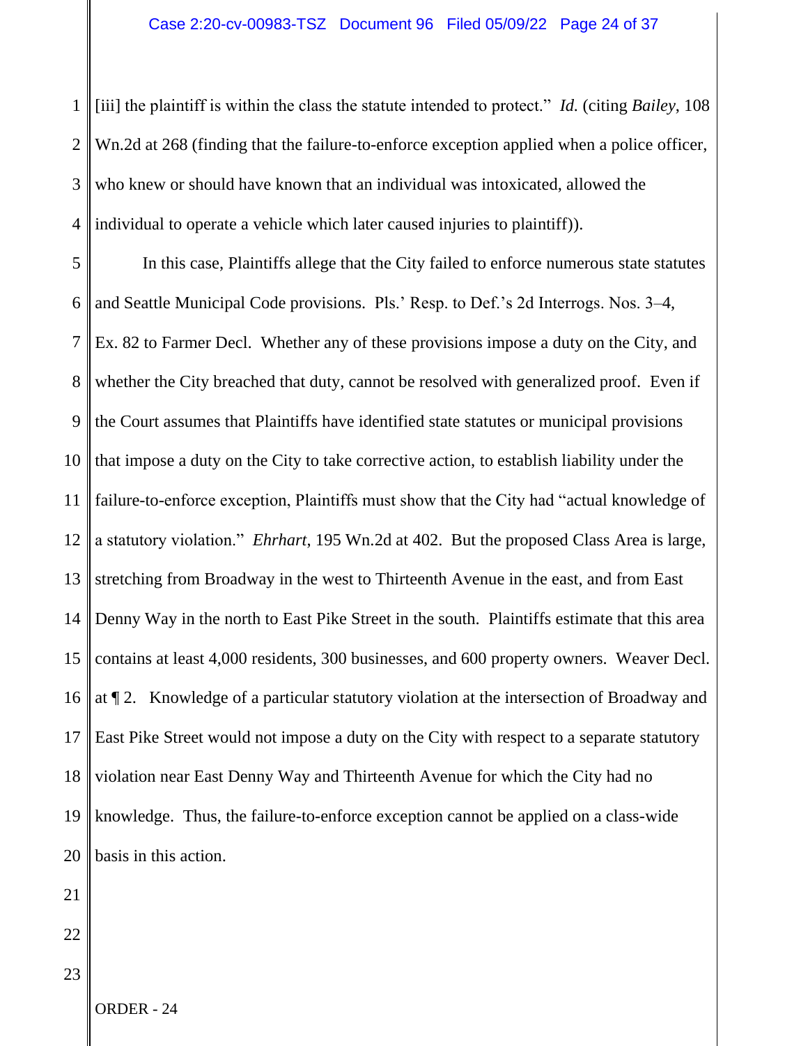[iii] the plaintiff is within the class the statute intended to protect." *Id.* (citing *Bailey*, 108 Wn.2d at 268 (finding that the failure-to-enforce exception applied when a police officer, who knew or should have known that an individual was intoxicated, allowed the individual to operate a vehicle which later caused injuries to plaintiff)).

In this case, Plaintiffs allege that the City failed to enforce numerous state statutes and Seattle Municipal Code provisions. Pls.' Resp. to Def.'s 2d Interrogs. Nos. 3–4, Ex. 82 to Farmer Decl. Whether any of these provisions impose a duty on the City, and whether the City breached that duty, cannot be resolved with generalized proof. Even if the Court assumes that Plaintiffs have identified state statutes or municipal provisions that impose a duty on the City to take corrective action, to establish liability under the failure-to-enforce exception, Plaintiffs must show that the City had "actual knowledge of a statutory violation." *Ehrhart*, 195 Wn.2d at 402. But the proposed Class Area is large, stretching from Broadway in the west to Thirteenth Avenue in the east, and from East Denny Way in the north to East Pike Street in the south. Plaintiffs estimate that this area contains at least 4,000 residents, 300 businesses, and 600 property owners. Weaver Decl. at ¶ 2. Knowledge of a particular statutory violation at the intersection of Broadway and East Pike Street would not impose a duty on the City with respect to a separate statutory violation near East Denny Way and Thirteenth Avenue for which the City had no knowledge. Thus, the failure-to-enforce exception cannot be applied on a class-wide basis in this action.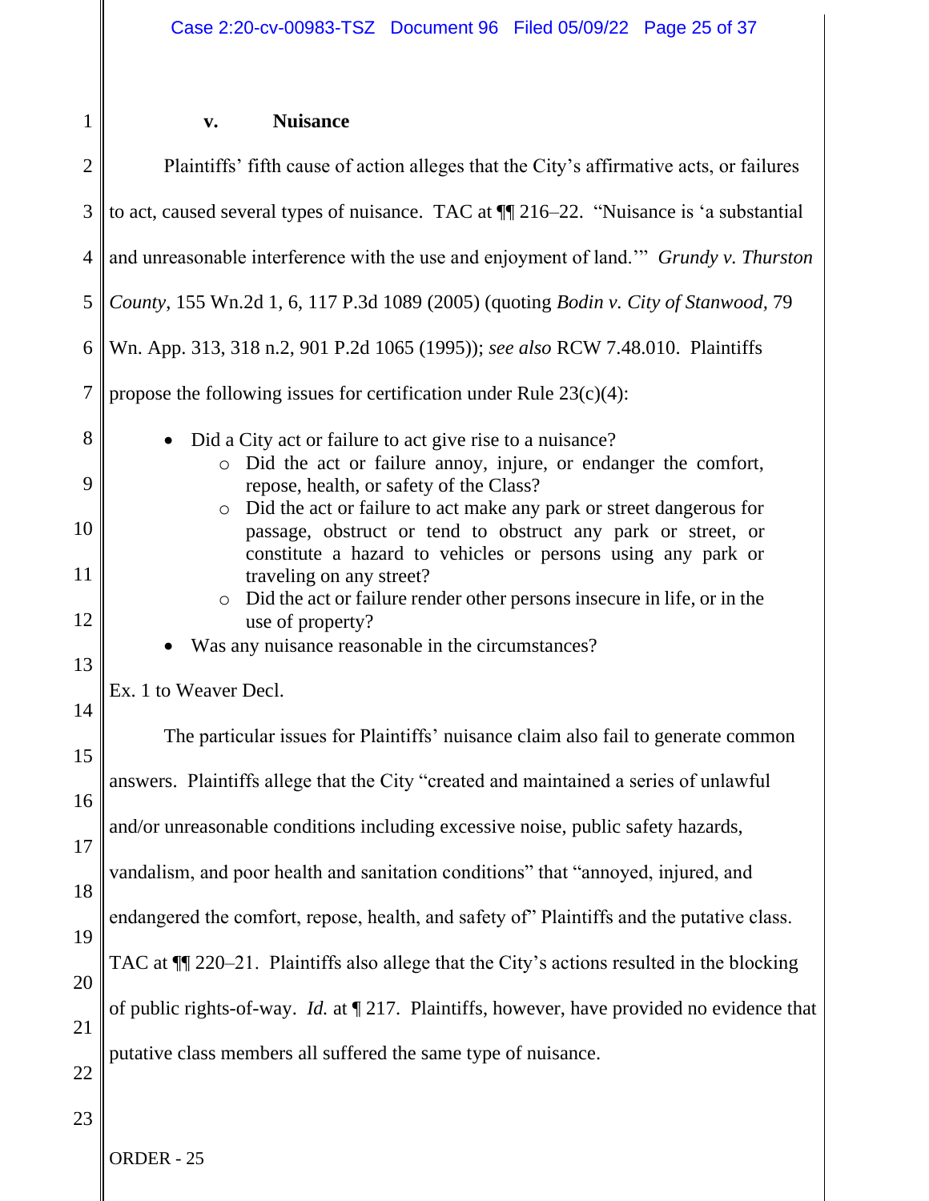#### v. Nuisance

Plaintiffs' fifth cause of action alleges that the City's affirmative acts, or failures to act, caused several types of nuisance. TAC at ¶¶ 216–22. "Nuisance is 'a substantial and unreasonable interference with the use and enjoyment of land.'" *Grundy v. Thurston County*, 155 Wn.2d 1, 6, 117 P.3d 1089 (2005) (quoting *Bodin v. City of Stanwood*, 79 Wn. App. 313, 318 n.2, 901 P.2d 1065 (1995)); *see also* RCW 7.48.010. Plaintiffs propose the following issues for certification under Rule 23(c)(4):

- Did a City act or failure to act give rise to a nuisance?
    - Did the act or failure annoy, injure, or endanger the comfort, repose, health, or safety of the Class?
    - Did the act or failure to act make any park or street dangerous for passage, obstruct or tend to obstruct any park or street, or constitute a hazard to vehicles or persons using any park or traveling on any street?
    - Did the act or failure render other persons insecure in life, or in the use of property?
- Was any nuisance reasonable in the circumstances?

Ex. 1 to Weaver Decl.

The particular issues for Plaintiffs' nuisance claim also fail to generate common answers. Plaintiffs allege that the City "created and maintained a series of unlawful and/or unreasonable conditions including excessive noise, public safety hazards, vandalism, and poor health and sanitation conditions" that "annoyed, injured, and endangered the comfort, repose, health, and safety of" Plaintiffs and the putative class. TAC at ¶¶ 220–21. Plaintiffs also allege that the City's actions resulted in the blocking of public rights-of-way. *Id.* at ¶ 217. Plaintiffs, however, have provided no evidence that putative class members all suffered the same type of nuisance.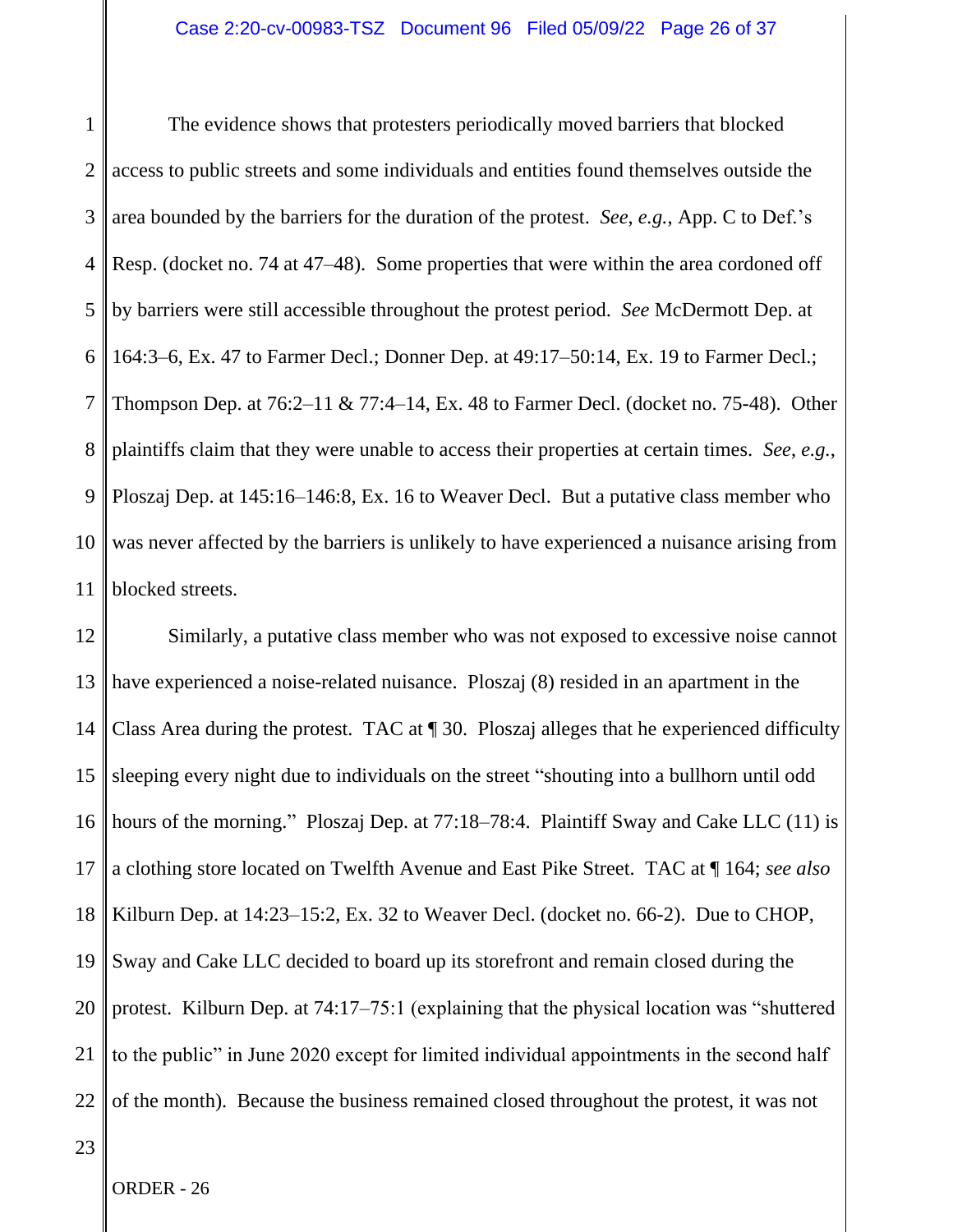The evidence shows that protesters periodically moved barriers that blocked access to public streets and some individuals and entities found themselves outside the area bounded by the barriers for the duration of the protest. *See, e.g.*, App. C to Def.'s Resp. (docket no. 74 at 47–48). Some properties that were within the area cordoned off by barriers were still accessible throughout the protest period. *See* McDermott Dep. at 164:3–6, Ex. 47 to Farmer Decl.; Donner Dep. at 49:17–50:14, Ex. 19 to Farmer Decl.; Thompson Dep. at 76:2–11 & 77:4–14, Ex. 48 to Farmer Decl. (docket no. 75-48). Other plaintiffs claim that they were unable to access their properties at certain times. *See, e.g.*, Ploszaj Dep. at 145:16–146:8, Ex. 16 to Weaver Decl. But a putative class member who was never affected by the barriers is unlikely to have experienced a nuisance arising from blocked streets.

Similarly, a putative class member who was not exposed to excessive noise cannot have experienced a noise-related nuisance. Ploszaj (8) resided in an apartment in the Class Area during the protest. TAC at ¶ 30. Ploszaj alleges that he experienced difficulty sleeping every night due to individuals on the street "shouting into a bullhorn until odd hours of the morning." Ploszaj Dep. at 77:18–78:4. Plaintiff Sway and Cake LLC (11) is a clothing store located on Twelfth Avenue and East Pike Street. TAC at ¶ 164; *see also* Kilburn Dep. at 14:23–15:2, Ex. 32 to Weaver Decl. (docket no. 66-2). Due to CHOP, Sway and Cake LLC decided to board up its storefront and remain closed during the protest. Kilburn Dep. at 74:17–75:1 (explaining that the physical location was "shuttered to the public" in June 2020 except for limited individual appointments in the second half of the month). Because the business remained closed throughout the protest, it was not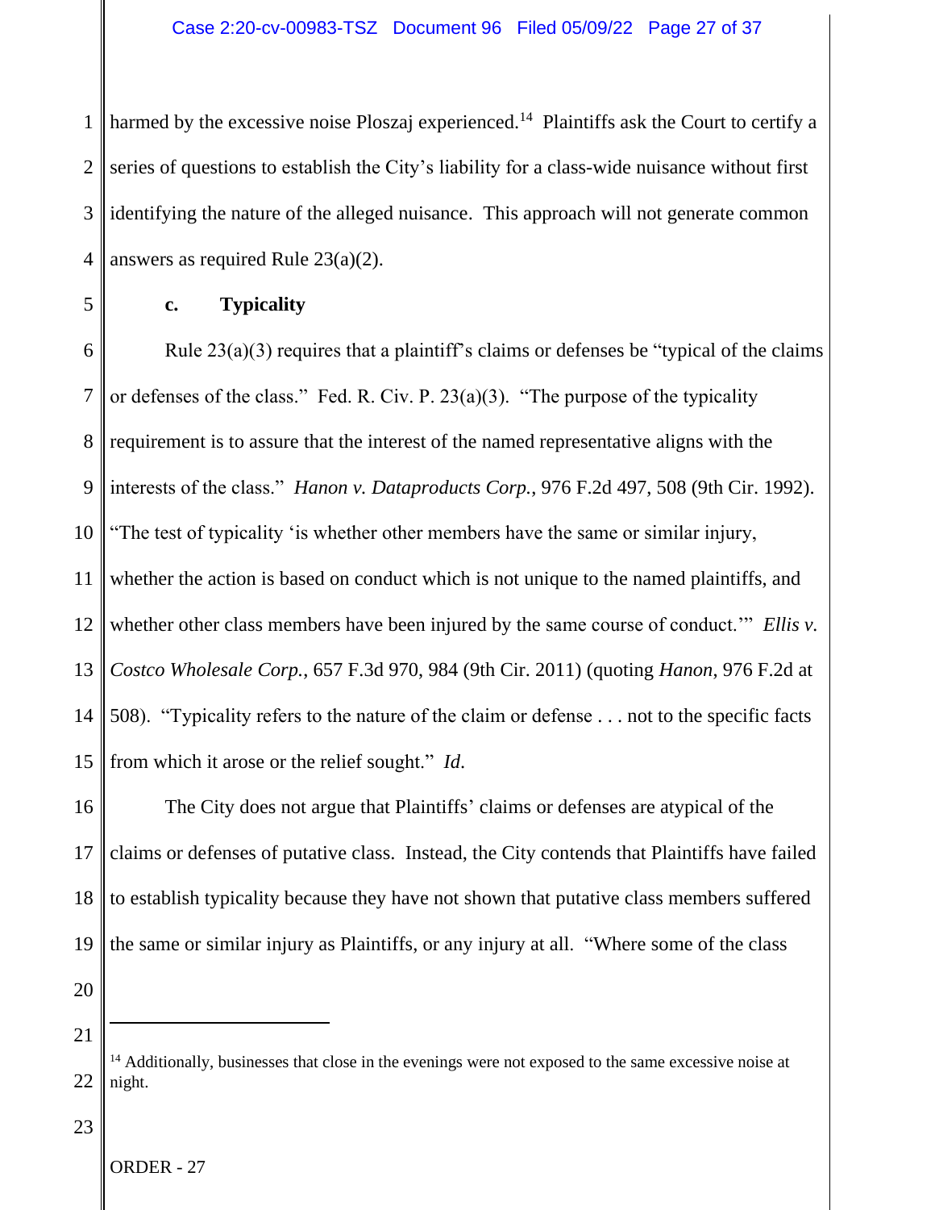harmed by the excessive noise Ploszaj experienced.[14] Plaintiffs ask the Court to certify a series of questions to establish the City's liability for a class-wide nuisance without first identifying the nature of the alleged nuisance. This approach will not generate common answers as required Rule 23(a)(2).

**c. Typicality**

Rule 23(a)(3) requires that a plaintiff's claims or defenses be "typical of the claims or defenses of the class." Fed. R. Civ. P. 23(a)(3). "The purpose of the typicality requirement is to assure that the interest of the named representative aligns with the interests of the class." *Hanon v. Dataproducts Corp.*, 976 F.2d 497, 508 (9th Cir. 1992). "The test of typicality 'is whether other members have the same or similar injury, whether the action is based on conduct which is not unique to the named plaintiffs, and whether other class members have been injured by the same course of conduct.'" *Ellis v. Costco Wholesale Corp.*, 657 F.3d 970, 984 (9th Cir. 2011) (quoting *Hanon*, 976 F.2d at 508). "Typicality refers to the nature of the claim or defense . . . not to the specific facts from which it arose or the relief sought." *Id*.

The City does not argue that Plaintiffs' claims or defenses are atypical of the claims or defenses of putative class. Instead, the City contends that Plaintiffs have failed to establish typicality because they have not shown that putative class members suffered the same or similar injury as Plaintiffs, or any injury at all. "Where some of the class

---

[14] Additionally, businesses that close in the evenings were not exposed to the same excessive noise at night.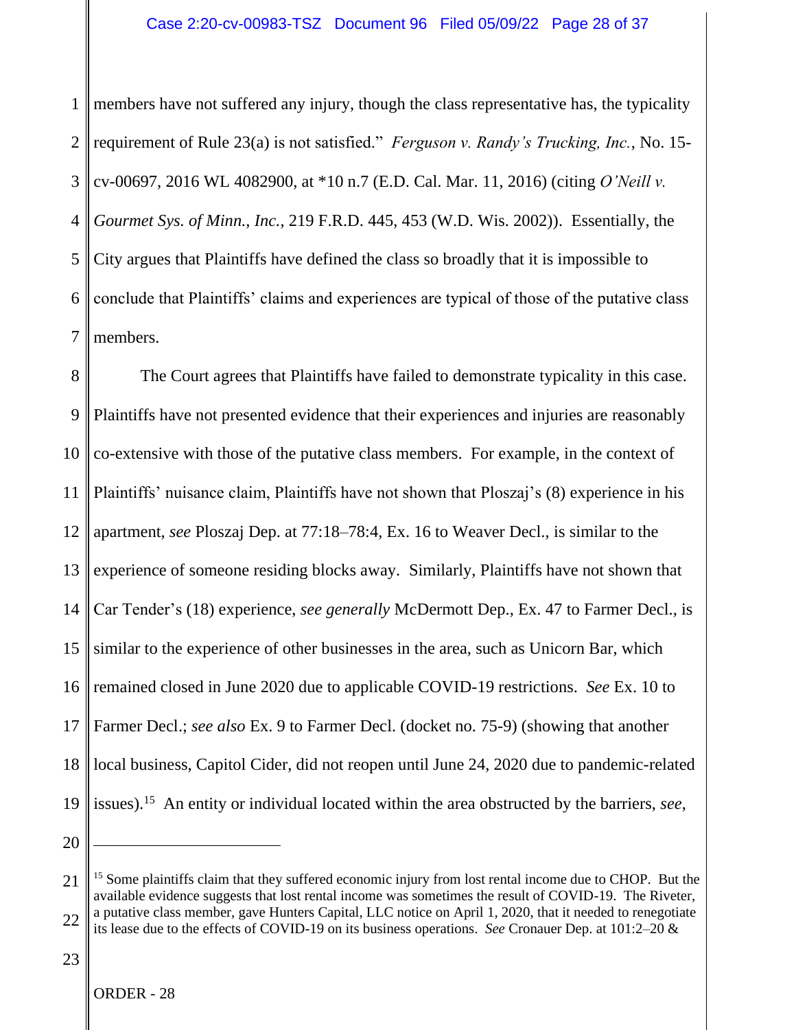members have not suffered any injury, though the class representative has, the typicality requirement of Rule 23(a) is not satisfied." *Ferguson v. Randy's Trucking, Inc.*, No. 15-cv-00697, 2016 WL 4082900, at *10 n.7 (E.D. Cal. Mar. 11, 2016) (citing *O'Neill v. Gourmet Sys. of Minn., Inc.*, 219 F.R.D. 445, 453 (W.D. Wis. 2002)). Essentially, the City argues that Plaintiffs have defined the class so broadly that it is impossible to conclude that Plaintiffs' claims and experiences are typical of those of the putative class members.

The Court agrees that Plaintiffs have failed to demonstrate typicality in this case. Plaintiffs have not presented evidence that their experiences and injuries are reasonably co-extensive with those of the putative class members. For example, in the context of Plaintiffs' nuisance claim, Plaintiffs have not shown that Ploszaj's (8) experience in his apartment, *see* Ploszaj Dep. at 77:18–78:4, Ex. 16 to Weaver Decl., is similar to the experience of someone residing blocks away. Similarly, Plaintiffs have not shown that Car Tender's (18) experience, *see generally* McDermott Dep., Ex. 47 to Farmer Decl., is similar to the experience of other businesses in the area, such as Unicorn Bar, which remained closed in June 2020 due to applicable COVID-19 restrictions. *See* Ex. 10 to Farmer Decl.; *see also* Ex. 9 to Farmer Decl. (docket no. 75-9) (showing that another local business, Capitol Cider, did not reopen until June 24, 2020 due to pandemic-related issues).[15] An entity or individual located within the area obstructed by the barriers, *see*,

---

[15] Some plaintiffs claim that they suffered economic injury from lost rental income due to CHOP. But the available evidence suggests that lost rental income was sometimes the result of COVID-19. The Riveter, a putative class member, gave Hunters Capital, LLC notice on April 1, 2020, that it needed to renegotiate its lease due to the effects of COVID-19 on its business operations. *See* Cronauer Dep. at 101:2–20 &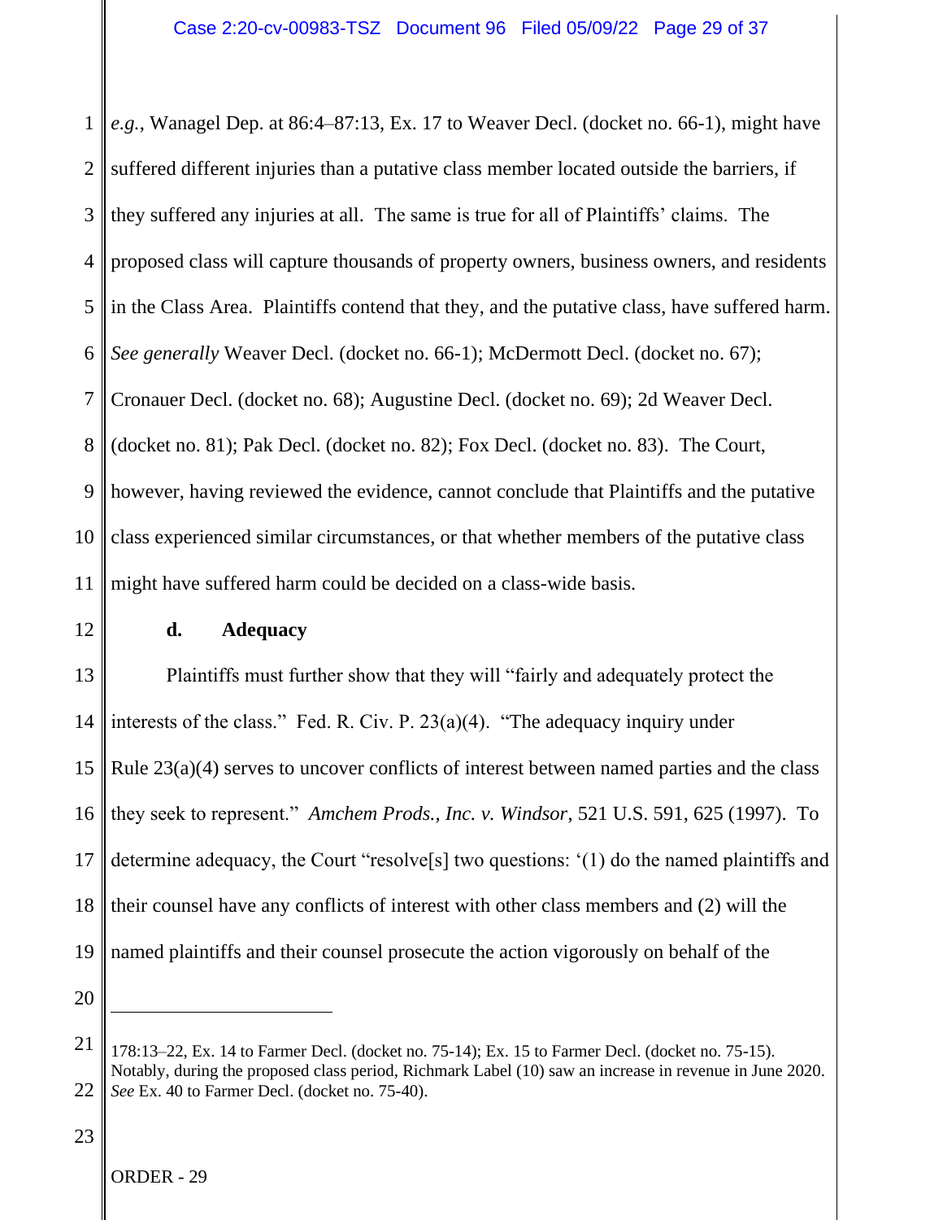*e.g.*, Wanagel Dep. at 86:4–87:13, Ex. 17 to Weaver Decl. (docket no. 66-1), might have suffered different injuries than a putative class member located outside the barriers, if they suffered any injuries at all. The same is true for all of Plaintiffs' claims. The proposed class will capture thousands of property owners, business owners, and residents in the Class Area. Plaintiffs contend that they, and the putative class, have suffered harm. *See generally* Weaver Decl. (docket no. 66-1); McDermott Decl. (docket no. 67); Cronauer Decl. (docket no. 68); Augustine Decl. (docket no. 69); 2d Weaver Decl. (docket no. 81); Pak Decl. (docket no. 82); Fox Decl. (docket no. 83). The Court, however, having reviewed the evidence, cannot conclude that Plaintiffs and the putative class experienced similar circumstances, or that whether members of the putative class might have suffered harm could be decided on a class-wide basis.

**d. Adequacy**

Plaintiffs must further show that they will "fairly and adequately protect the interests of the class." Fed. R. Civ. P. 23(a)(4). "The adequacy inquiry under Rule 23(a)(4) serves to uncover conflicts of interest between named parties and the class they seek to represent." *Amchem Prods., Inc. v. Windsor*, 521 U.S. 591, 625 (1997). To determine adequacy, the Court "resolve[s] two questions: '(1) do the named plaintiffs and their counsel have any conflicts of interest with other class members and (2) will the named plaintiffs and their counsel prosecute the action vigorously on behalf of the

---

178:13–22, Ex. 14 to Farmer Decl. (docket no. 75-14); Ex. 15 to Farmer Decl. (docket no. 75-15). Notably, during the proposed class period, Richmark Label (10) saw an increase in revenue in June 2020. *See* Ex. 40 to Farmer Decl. (docket no. 75-40).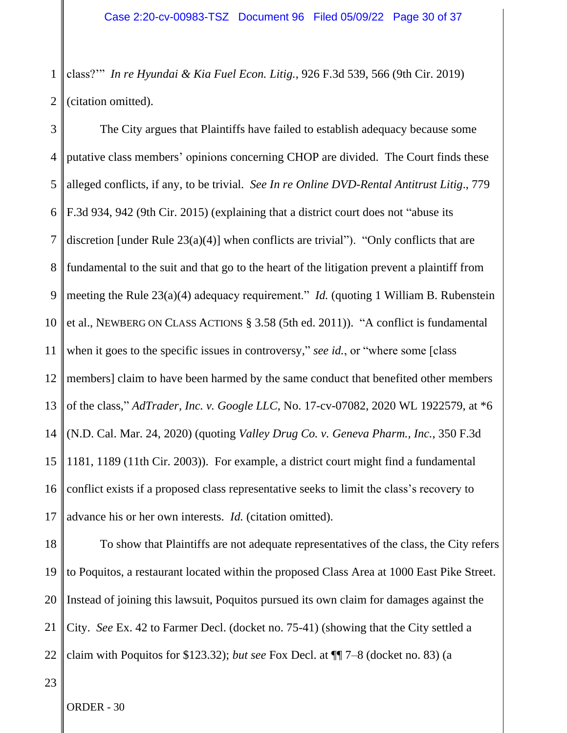class?'" *In re Hyundai & Kia Fuel Econ. Litig.*, 926 F.3d 539, 566 (9th Cir. 2019) (citation omitted).

The City argues that Plaintiffs have failed to establish adequacy because some putative class members' opinions concerning CHOP are divided. The Court finds these alleged conflicts, if any, to be trivial. *See In re Online DVD-Rental Antitrust Litig*., 779 F.3d 934, 942 (9th Cir. 2015) (explaining that a district court does not "abuse its discretion [under Rule 23(a)(4)] when conflicts are trivial"). "Only conflicts that are fundamental to the suit and that go to the heart of the litigation prevent a plaintiff from meeting the Rule 23(a)(4) adequacy requirement." *Id.* (quoting 1 William B. Rubenstein et al., NEWBERG ON CLASS ACTIONS § 3.58 (5th ed. 2011)). "A conflict is fundamental when it goes to the specific issues in controversy," *see id.*, or "where some [class members] claim to have been harmed by the same conduct that benefited other members of the class," *AdTrader, Inc. v. Google LLC*, No. 17-cv-07082, 2020 WL 1922579, at *6 (N.D. Cal. Mar. 24, 2020) (quoting *Valley Drug Co. v. Geneva Pharm., Inc.*, 350 F.3d 1181, 1189 (11th Cir. 2003)). For example, a district court might find a fundamental conflict exists if a proposed class representative seeks to limit the class's recovery to advance his or her own interests. *Id.* (citation omitted).

To show that Plaintiffs are not adequate representatives of the class, the City refers to Poquitos, a restaurant located within the proposed Class Area at 1000 East Pike Street. Instead of joining this lawsuit, Poquitos pursued its own claim for damages against the City. *See* Ex. 42 to Farmer Decl. (docket no. 75-41) (showing that the City settled a claim with Poquitos for $123.32); *but see* Fox Decl. at ¶¶ 7–8 (docket no. 83) (a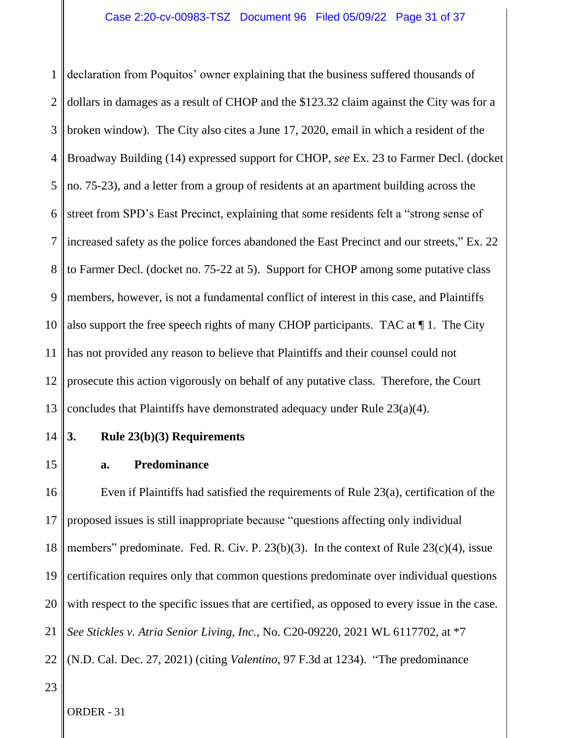declaration from Poquitos' owner explaining that the business suffered thousands of dollars in damages as a result of CHOP and the $123.32 claim against the City was for a broken window). The City also cites a June 17, 2020, email in which a resident of the Broadway Building (14) expressed support for CHOP, *see* Ex. 23 to Farmer Decl. (docket no. 75-23), and a letter from a group of residents at an apartment building across the street from SPD's East Precinct, explaining that some residents felt a "strong sense of increased safety as the police forces abandoned the East Precinct and our streets," Ex. 22 to Farmer Decl. (docket no. 75-22 at 5). Support for CHOP among some putative class members, however, is not a fundamental conflict of interest in this case, and Plaintiffs also support the free speech rights of many CHOP participants. TAC at ¶ 1. The City has not provided any reason to believe that Plaintiffs and their counsel could not prosecute this action vigorously on behalf of any putative class. Therefore, the Court concludes that Plaintiffs have demonstrated adequacy under Rule 23(a)(4).

**3. Rule 23(b)(3) Requirements**

**a. Predominance**

Even if Plaintiffs had satisfied the requirements of Rule 23(a), certification of the proposed issues is still inappropriate because "questions affecting only individual members" predominate. Fed. R. Civ. P. 23(b)(3). In the context of Rule 23(c)(4), issue certification requires only that common questions predominate over individual questions with respect to the specific issues that are certified, as opposed to every issue in the case. *See Stickles v. Atria Senior Living, Inc.*, No. C20-09220, 2021 WL 6117702, at *7 (N.D. Cal. Dec. 27, 2021) (citing *Valentino*, 97 F.3d at 1234). "The predominance

ORDER - 31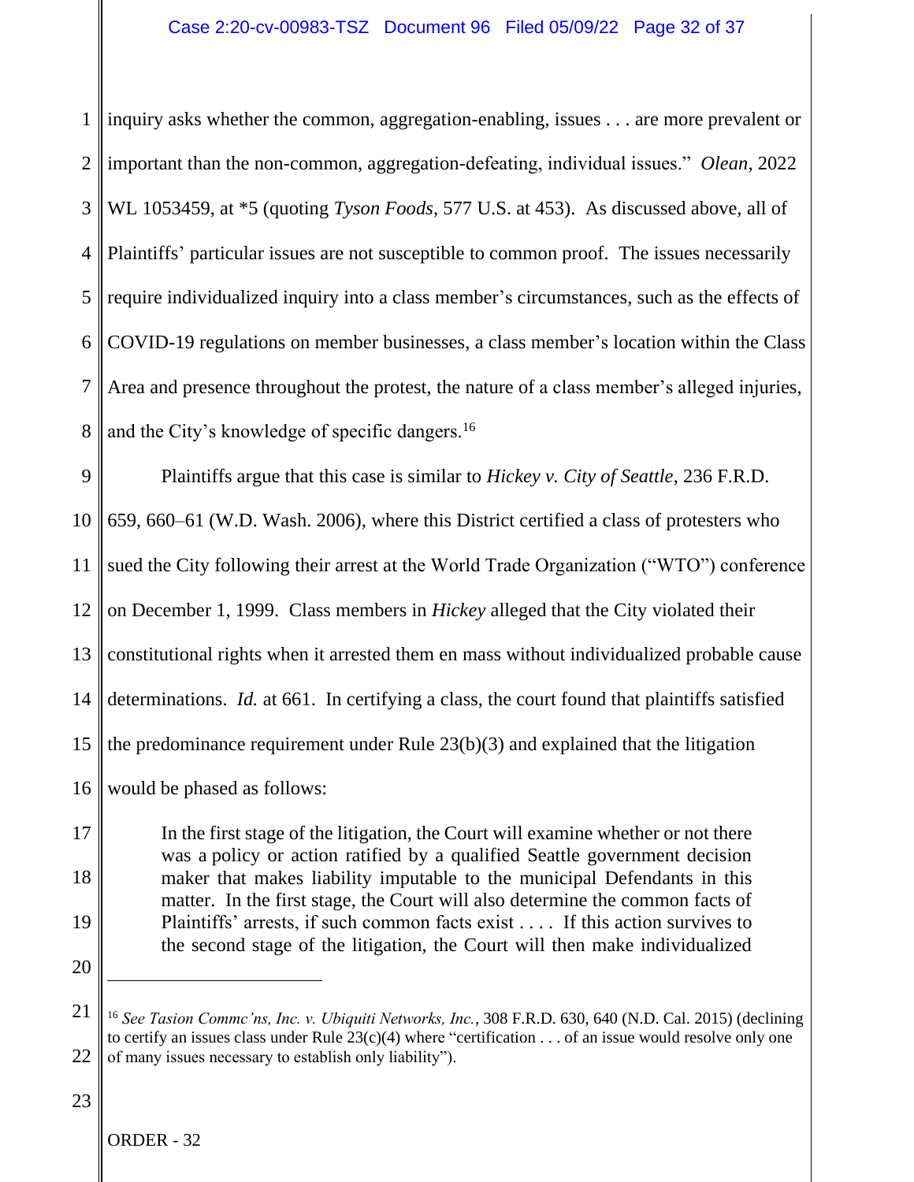inquiry asks whether the common, aggregation-enabling, issues . . . are more prevalent or important than the non-common, aggregation-defeating, individual issues." *Olean*, 2022 WL 1053459, at *5 (quoting *Tyson Foods*, 577 U.S. at 453). As discussed above, all of Plaintiffs' particular issues are not susceptible to common proof. The issues necessarily require individualized inquiry into a class member's circumstances, such as the effects of COVID-19 regulations on member businesses, a class member's location within the Class Area and presence throughout the protest, the nature of a class member's alleged injuries, and the City's knowledge of specific dangers.[16]

Plaintiffs argue that this case is similar to *Hickey v. City of Seattle*, 236 F.R.D. 659, 660–61 (W.D. Wash. 2006), where this District certified a class of protesters who sued the City following their arrest at the World Trade Organization ("WTO") conference on December 1, 1999. Class members in *Hickey* alleged that the City violated their constitutional rights when it arrested them en mass without individualized probable cause determinations. *Id.* at 661. In certifying a class, the court found that plaintiffs satisfied the predominance requirement under Rule 23(b)(3) and explained that the litigation would be phased as follows:

> In the first stage of the litigation, the Court will examine whether or not there was a policy or action ratified by a qualified Seattle government decision maker that makes liability imputable to the municipal Defendants in this matter. In the first stage, the Court will also determine the common facts of Plaintiffs' arrests, if such common facts exist . . . . If this action survives to the second stage of the litigation, the Court will then make individualized

---

[16] *See Tasion Commc'ns, Inc. v. Ubiquiti Networks, Inc.*, 308 F.R.D. 630, 640 (N.D. Cal. 2015) (declining to certify an issues class under Rule 23(c)(4) where "certification . . . of an issue would resolve only one of many issues necessary to establish only liability").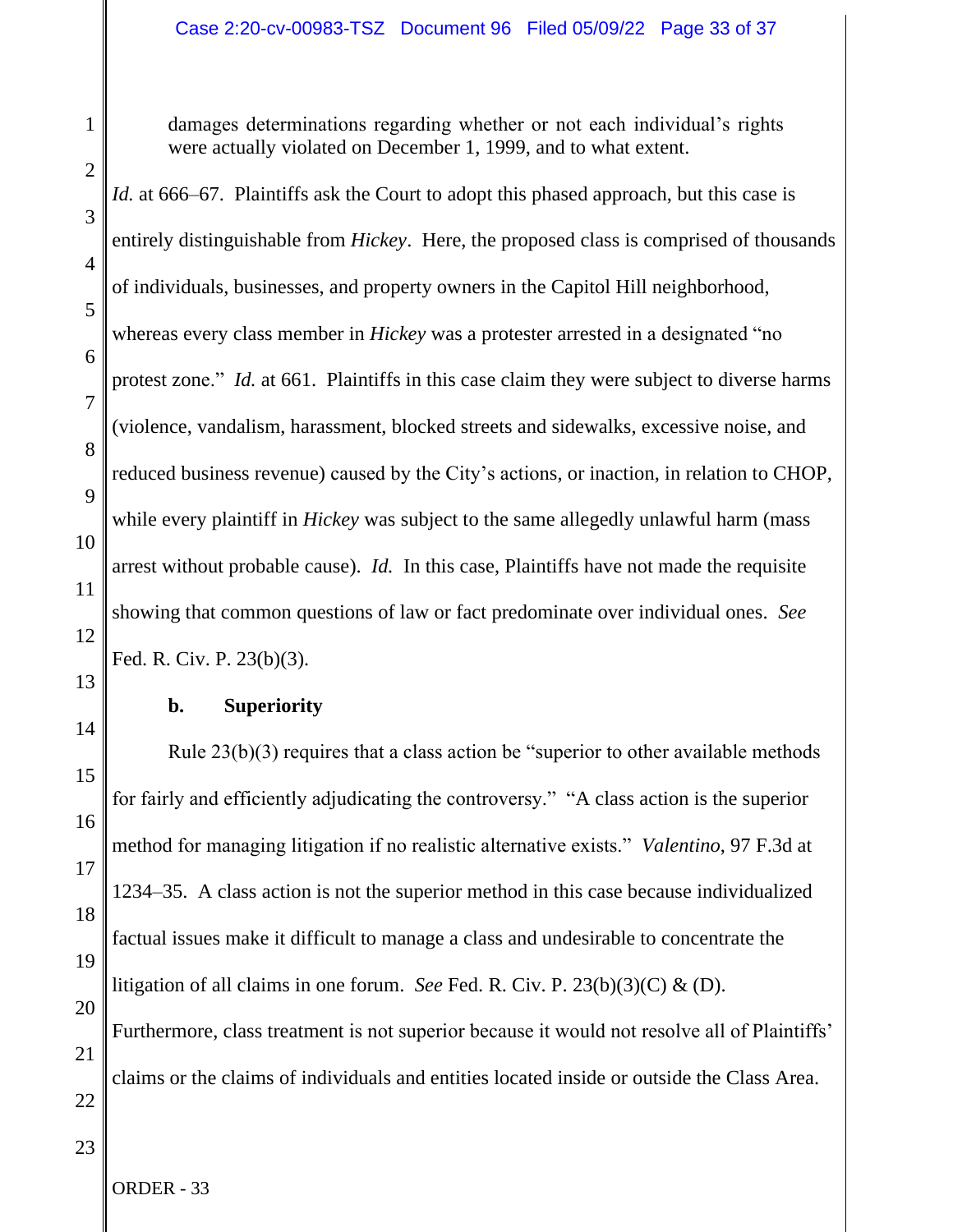damages determinations regarding whether or not each individual's rights were actually violated on December 1, 1999, and to what extent.

*Id.* at 666–67. Plaintiffs ask the Court to adopt this phased approach, but this case is entirely distinguishable from *Hickey*. Here, the proposed class is comprised of thousands of individuals, businesses, and property owners in the Capitol Hill neighborhood, whereas every class member in *Hickey* was a protester arrested in a designated "no protest zone." *Id.* at 661. Plaintiffs in this case claim they were subject to diverse harms (violence, vandalism, harassment, blocked streets and sidewalks, excessive noise, and reduced business revenue) caused by the City's actions, or inaction, in relation to CHOP, while every plaintiff in *Hickey* was subject to the same allegedly unlawful harm (mass arrest without probable cause). *Id.* In this case, Plaintiffs have not made the requisite showing that common questions of law or fact predominate over individual ones. *See* Fed. R. Civ. P. 23(b)(3).

**b. Superiority**

Rule 23(b)(3) requires that a class action be "superior to other available methods for fairly and efficiently adjudicating the controversy." "A class action is the superior method for managing litigation if no realistic alternative exists." *Valentino*, 97 F.3d at 1234–35. A class action is not the superior method in this case because individualized factual issues make it difficult to manage a class and undesirable to concentrate the litigation of all claims in one forum. *See* Fed. R. Civ. P. 23(b)(3)(C) & (D). Furthermore, class treatment is not superior because it would not resolve all of Plaintiffs' claims or the claims of individuals and entities located inside or outside the Class Area.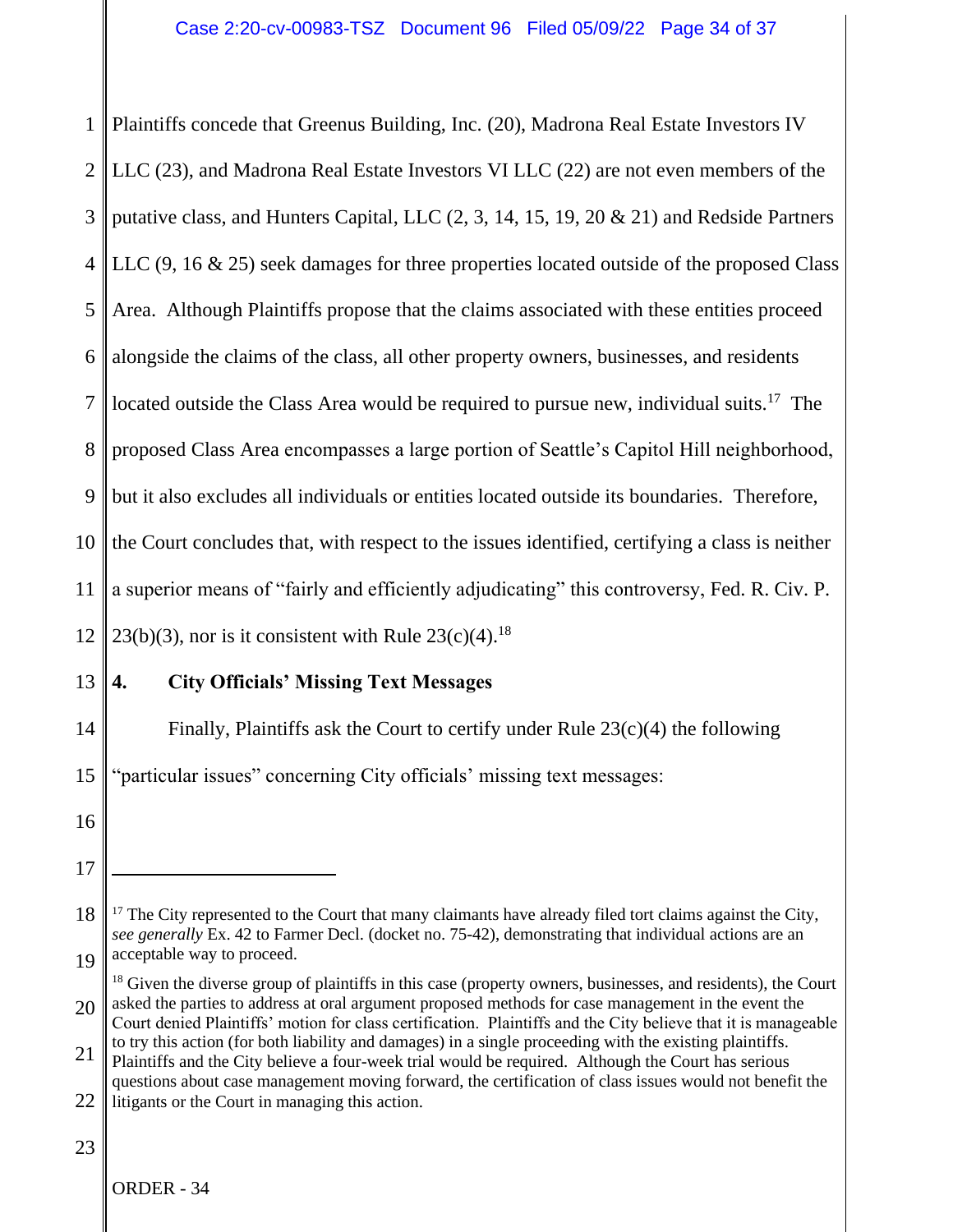Plaintiffs concede that Greenus Building, Inc. (20), Madrona Real Estate Investors IV LLC (23), and Madrona Real Estate Investors VI LLC (22) are not even members of the putative class, and Hunters Capital, LLC (2, 3, 14, 15, 19, 20 & 21) and Redside Partners LLC (9, 16 & 25) seek damages for three properties located outside of the proposed Class Area. Although Plaintiffs propose that the claims associated with these entities proceed alongside the claims of the class, all other property owners, businesses, and residents located outside the Class Area would be required to pursue new, individual suits.[17] The proposed Class Area encompasses a large portion of Seattle's Capitol Hill neighborhood, but it also excludes all individuals or entities located outside its boundaries. Therefore, the Court concludes that, with respect to the issues identified, certifying a class is neither a superior means of "fairly and efficiently adjudicating" this controversy, Fed. R. Civ. P. 23(b)(3), nor is it consistent with Rule 23(c)(4).[18]

**4. City Officials' Missing Text Messages**

Finally, Plaintiffs ask the Court to certify under Rule 23(c)(4) the following "particular issues" concerning City officials' missing text messages:

---

[17] The City represented to the Court that many claimants have already filed tort claims against the City, *see generally* Ex. 42 to Farmer Decl. (docket no. 75-42), demonstrating that individual actions are an acceptable way to proceed.

[18] Given the diverse group of plaintiffs in this case (property owners, businesses, and residents), the Court asked the parties to address at oral argument proposed methods for case management in the event the Court denied Plaintiffs' motion for class certification. Plaintiffs and the City believe that it is manageable to try this action (for both liability and damages) in a single proceeding with the existing plaintiffs. Plaintiffs and the City believe a four-week trial would be required. Although the Court has serious questions about case management moving forward, the certification of class issues would not benefit the litigants or the Court in managing this action.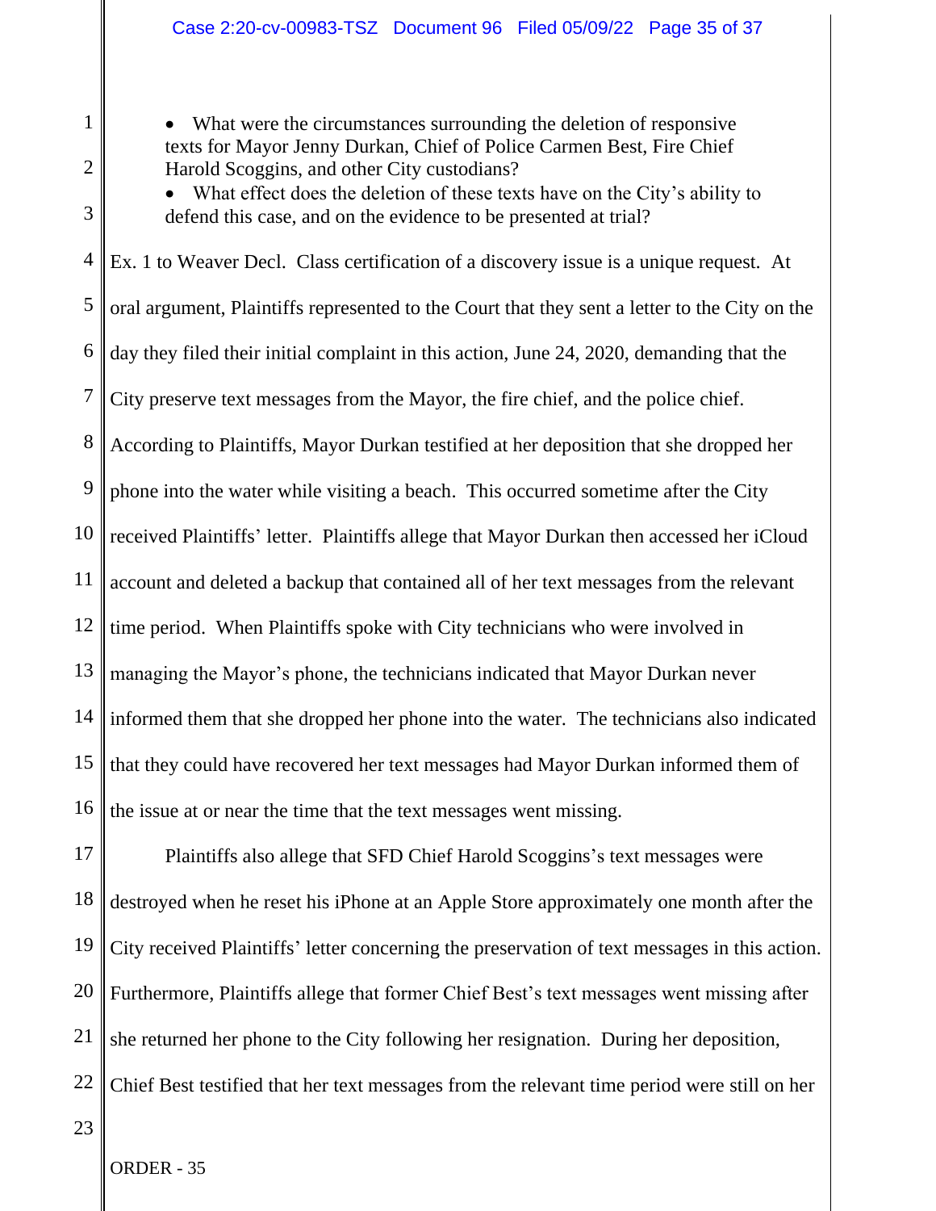- What were the circumstances surrounding the deletion of responsive texts for Mayor Jenny Durkan, Chief of Police Carmen Best, Fire Chief Harold Scoggins, and other City custodians?
- What effect does the deletion of these texts have on the City's ability to defend this case, and on the evidence to be presented at trial?

Ex. 1 to Weaver Decl. Class certification of a discovery issue is a unique request. At oral argument, Plaintiffs represented to the Court that they sent a letter to the City on the day they filed their initial complaint in this action, June 24, 2020, demanding that the City preserve text messages from the Mayor, the fire chief, and the police chief. According to Plaintiffs, Mayor Durkan testified at her deposition that she dropped her phone into the water while visiting a beach. This occurred sometime after the City received Plaintiffs' letter. Plaintiffs allege that Mayor Durkan then accessed her iCloud account and deleted a backup that contained all of her text messages from the relevant time period. When Plaintiffs spoke with City technicians who were involved in managing the Mayor's phone, the technicians indicated that Mayor Durkan never informed them that she dropped her phone into the water. The technicians also indicated that they could have recovered her text messages had Mayor Durkan informed them of the issue at or near the time that the text messages went missing.

Plaintiffs also allege that SFD Chief Harold Scoggins's text messages were destroyed when he reset his iPhone at an Apple Store approximately one month after the City received Plaintiffs' letter concerning the preservation of text messages in this action. Furthermore, Plaintiffs allege that former Chief Best's text messages went missing after she returned her phone to the City following her resignation. During her deposition, Chief Best testified that her text messages from the relevant time period were still on her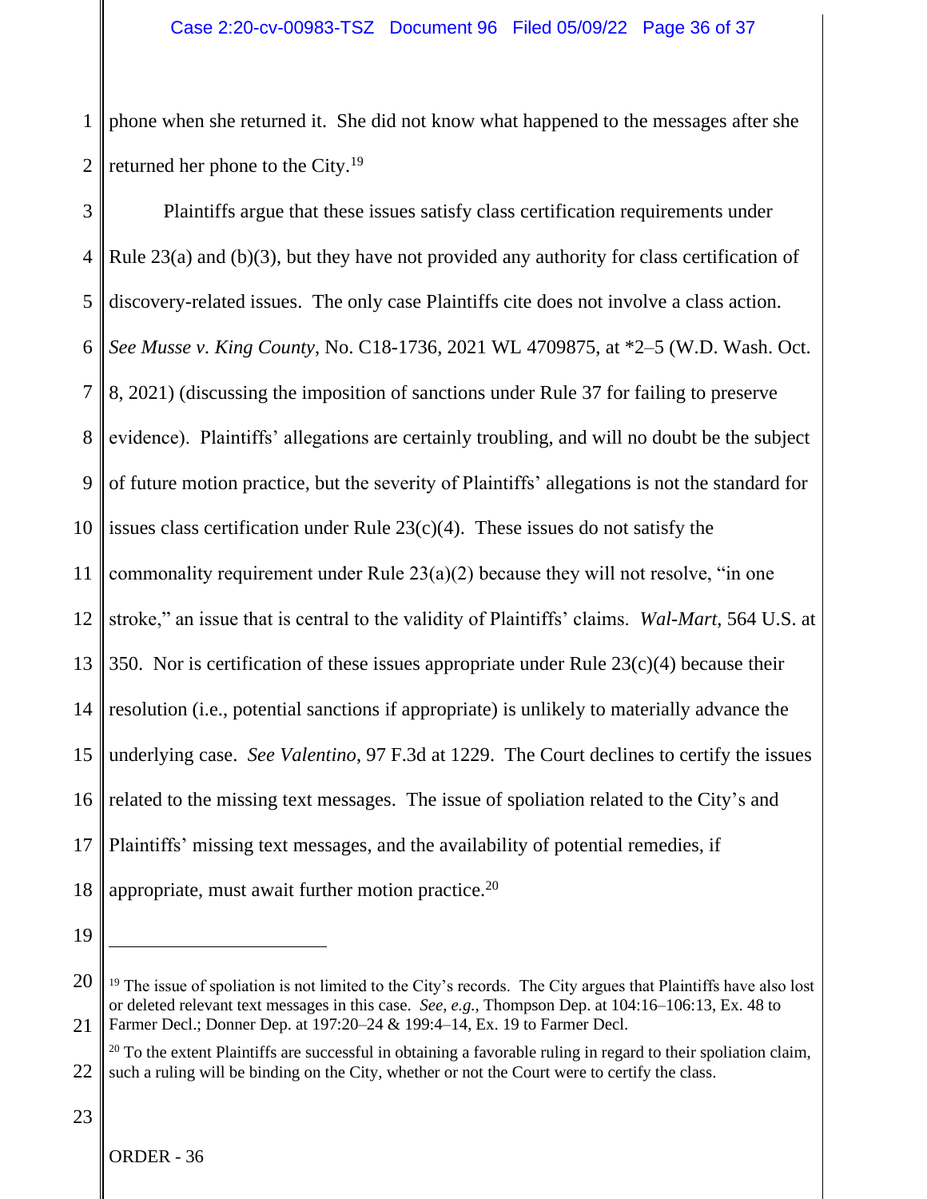phone when she returned it. She did not know what happened to the messages after she returned her phone to the City.[19]

Plaintiffs argue that these issues satisfy class certification requirements under Rule 23(a) and (b)(3), but they have not provided any authority for class certification of discovery-related issues. The only case Plaintiffs cite does not involve a class action. *See Musse v. King County*, No. C18-1736, 2021 WL 4709875, at *2–5 (W.D. Wash. Oct. 8, 2021) (discussing the imposition of sanctions under Rule 37 for failing to preserve evidence). Plaintiffs' allegations are certainly troubling, and will no doubt be the subject of future motion practice, but the severity of Plaintiffs' allegations is not the standard for issues class certification under Rule 23(c)(4). These issues do not satisfy the commonality requirement under Rule 23(a)(2) because they will not resolve, "in one stroke," an issue that is central to the validity of Plaintiffs' claims. *Wal-Mart*, 564 U.S. at 350. Nor is certification of these issues appropriate under Rule 23(c)(4) because their resolution (i.e., potential sanctions if appropriate) is unlikely to materially advance the underlying case. *See Valentino*, 97 F.3d at 1229. The Court declines to certify the issues related to the missing text messages. The issue of spoliation related to the City's and Plaintiffs' missing text messages, and the availability of potential remedies, if appropriate, must await further motion practice.[20]

---

[19] The issue of spoliation is not limited to the City's records. The City argues that Plaintiffs have also lost or deleted relevant text messages in this case. *See, e.g.*, Thompson Dep. at 104:16–106:13, Ex. 48 to Farmer Decl.; Donner Dep. at 197:20–24 & 199:4–14, Ex. 19 to Farmer Decl.

[20] To the extent Plaintiffs are successful in obtaining a favorable ruling in regard to their spoliation claim, such a ruling will be binding on the City, whether or not the Court were to certify the class.

ORDER - 36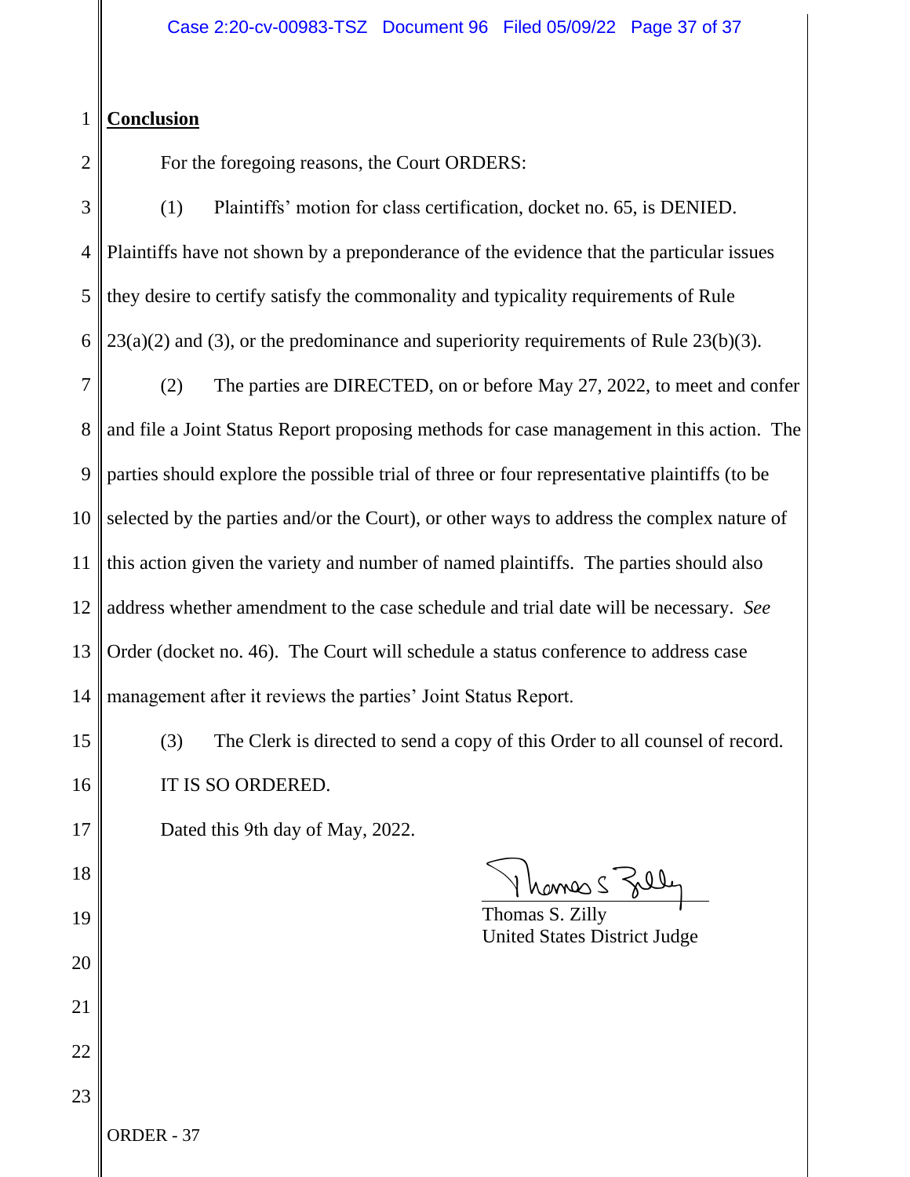**Conclusion**

For the foregoing reasons, the Court ORDERS:

(1) Plaintiffs' motion for class certification, docket no. 65, is DENIED. Plaintiffs have not shown by a preponderance of the evidence that the particular issues they desire to certify satisfy the commonality and typicality requirements of Rule 23(a)(2) and (3), or the predominance and superiority requirements of Rule 23(b)(3).

(2) The parties are DIRECTED, on or before May 27, 2022, to meet and confer and file a Joint Status Report proposing methods for case management in this action. The parties should explore the possible trial of three or four representative plaintiffs (to be selected by the parties and/or the Court), or other ways to address the complex nature of this action given the variety and number of named plaintiffs. The parties should also address whether amendment to the case schedule and trial date will be necessary. *See* Order (docket no. 46). The Court will schedule a status conference to address case management after it reviews the parties' Joint Status Report.

(3) The Clerk is directed to send a copy of this Order to all counsel of record.

IT IS SO ORDERED.

Dated this 9th day of May, 2022.

Thomas S. Zilly
United States District Judge

ORDER - 37